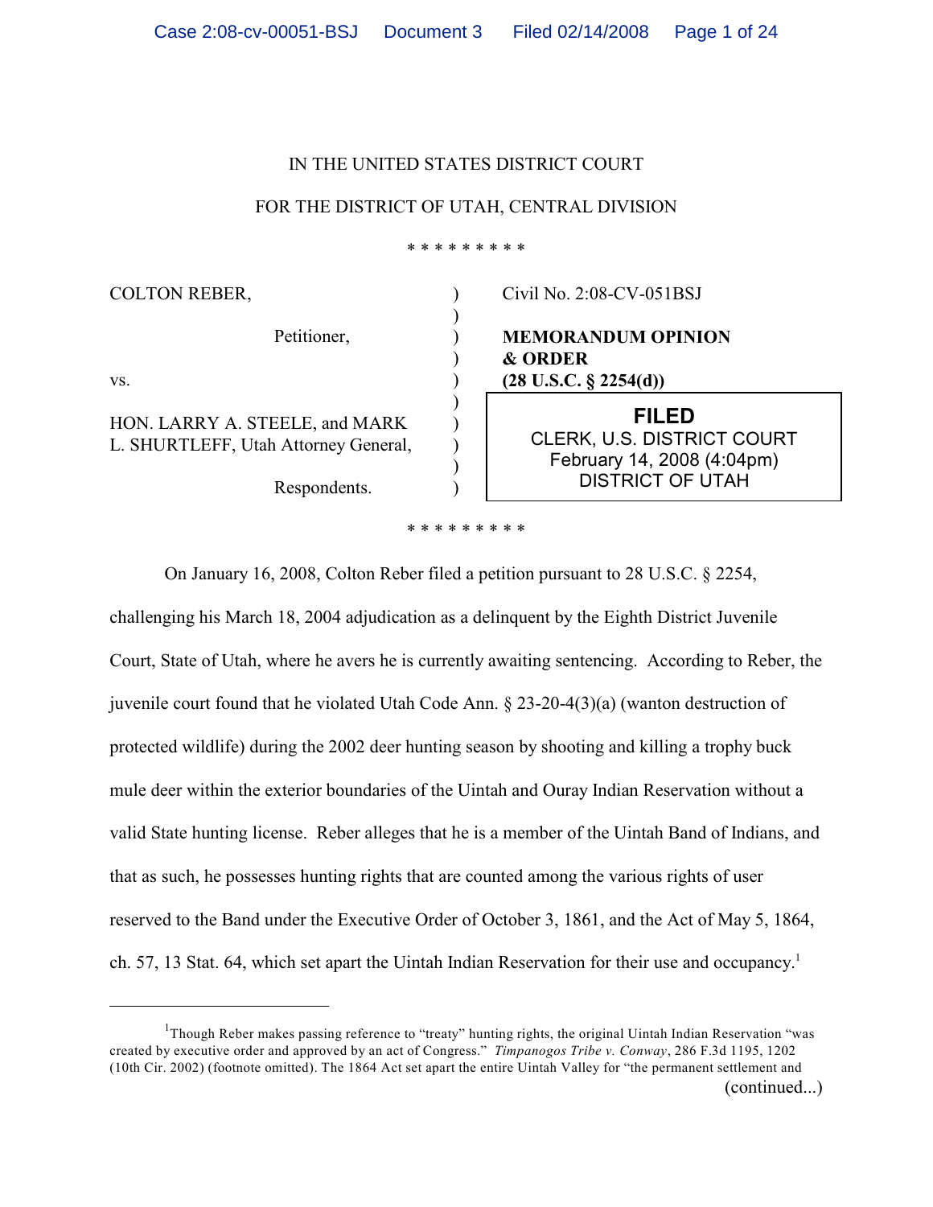IN THE UNITED STATES DISTRICT COURT

FOR THE DISTRICT OF UTAH, CENTRAL DIVISION

\* \* \* \* \* \* \* \* \*

| | | |
|---|---|---|
| COLTON REBER,<br><br>Petitioner,<br><br>vs.<br><br>HON. LARRY A. STEELE, and MARK L. SHURTLEFF, Utah Attorney General,<br><br>Respondents. | ) | Civil No. 2:08-CV-051BSJ<br><br>**MEMORANDUM OPINION & ORDER (28 U.S.C. § 2254(d))** |

FILED
CLERK, U.S. DISTRICT COURT
February 14, 2008 (4:04pm)
DISTRICT OF UTAH

\* \* \* \* \* \* \* \* \*

On January 16, 2008, Colton Reber filed a petition pursuant to 28 U.S.C. § 2254, challenging his March 18, 2004 adjudication as a delinquent by the Eighth District Juvenile Court, State of Utah, where he avers he is currently awaiting sentencing. According to Reber, the juvenile court found that he violated Utah Code Ann. § 23-20-4(3)(a) (wanton destruction of protected wildlife) during the 2002 deer hunting season by shooting and killing a trophy buck mule deer within the exterior boundaries of the Uintah and Ouray Indian Reservation without a valid State hunting license. Reber alleges that he is a member of the Uintah Band of Indians, and that as such, he possesses hunting rights that are counted among the various rights of user reserved to the Band under the Executive Order of October 3, 1861, and the Act of May 5, 1864, ch. 57, 13 Stat. 64, which set apart the Uintah Indian Reservation for their use and occupancy.[1]

---

[1]Though Reber makes passing reference to "treaty" hunting rights, the original Uintah Indian Reservation "was created by executive order and approved by an act of Congress." *Timpanogos Tribe v. Conway*, 286 F.3d 1195, 1202 (10th Cir. 2002) (footnote omitted). The 1864 Act set apart the entire Uintah Valley for "the permanent settlement and (continued...)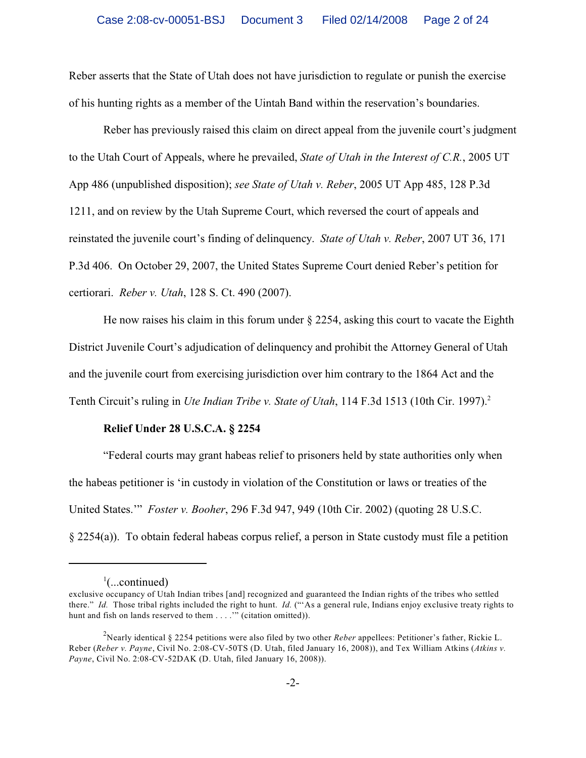Reber asserts that the State of Utah does not have jurisdiction to regulate or punish the exercise of his hunting rights as a member of the Uintah Band within the reservation's boundaries.

Reber has previously raised this claim on direct appeal from the juvenile court's judgment to the Utah Court of Appeals, where he prevailed, *State of Utah in the Interest of C.R.*, 2005 UT App 486 (unpublished disposition); *see State of Utah v. Reber*, 2005 UT App 485, 128 P.3d 1211, and on review by the Utah Supreme Court, which reversed the court of appeals and reinstated the juvenile court's finding of delinquency. *State of Utah v. Reber*, 2007 UT 36, 171 P.3d 406. On October 29, 2007, the United States Supreme Court denied Reber's petition for certiorari. *Reber v. Utah*, 128 S. Ct. 490 (2007).

He now raises his claim in this forum under § 2254, asking this court to vacate the Eighth District Juvenile Court's adjudication of delinquency and prohibit the Attorney General of Utah and the juvenile court from exercising jurisdiction over him contrary to the 1864 Act and the Tenth Circuit's ruling in *Ute Indian Tribe v. State of Utah*, 114 F.3d 1513 (10th Cir. 1997).[2]

**Relief Under 28 U.S.C.A. § 2254**

"Federal courts may grant habeas relief to prisoners held by state authorities only when the habeas petitioner is 'in custody in violation of the Constitution or laws or treaties of the United States.'" *Foster v. Booher*, 296 F.3d 947, 949 (10th Cir. 2002) (quoting 28 U.S.C. § 2254(a)). To obtain federal habeas corpus relief, a person in State custody must file a petition

---

[1](...continued)
exclusive occupancy of Utah Indian tribes [and] recognized and guaranteed the Indian rights of the tribes who settled there." *Id.* Those tribal rights included the right to hunt. *Id.* ("'As a general rule, Indians enjoy exclusive treaty rights to hunt and fish on lands reserved to them . . . .'" (citation omitted)).

[2]Nearly identical § 2254 petitions were also filed by two other *Reber* appellees: Petitioner's father, Rickie L. Reber (*Reber v. Payne*, Civil No. 2:08-CV-50TS (D. Utah, filed January 16, 2008)), and Tex William Atkins (*Atkins v. Payne*, Civil No. 2:08-CV-52DAK (D. Utah, filed January 16, 2008)).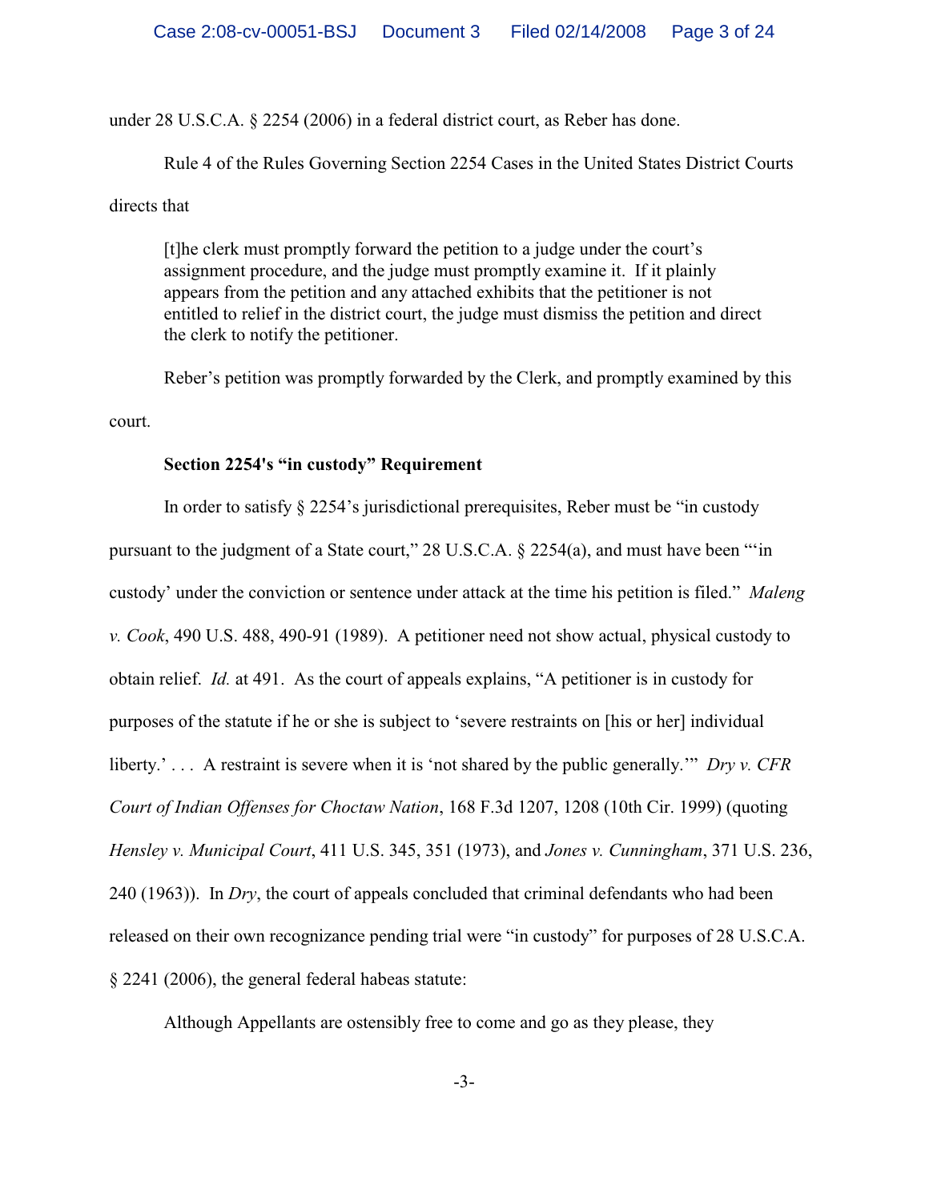under 28 U.S.C.A. § 2254 (2006) in a federal district court, as Reber has done.

Rule 4 of the Rules Governing Section 2254 Cases in the United States District Courts directs that

> [t]he clerk must promptly forward the petition to a judge under the court's assignment procedure, and the judge must promptly examine it. If it plainly appears from the petition and any attached exhibits that the petitioner is not entitled to relief in the district court, the judge must dismiss the petition and direct the clerk to notify the petitioner.

Reber's petition was promptly forwarded by the Clerk, and promptly examined by this court.

**Section 2254's "in custody" Requirement**

In order to satisfy § 2254's jurisdictional prerequisites, Reber must be "in custody pursuant to the judgment of a State court," 28 U.S.C.A. § 2254(a), and must have been "'in custody' under the conviction or sentence under attack at the time his petition is filed." *Maleng v. Cook*, 490 U.S. 488, 490-91 (1989). A petitioner need not show actual, physical custody to obtain relief. *Id.* at 491. As the court of appeals explains, "A petitioner is in custody for purposes of the statute if he or she is subject to 'severe restraints on [his or her] individual liberty.' . . . A restraint is severe when it is 'not shared by the public generally.'" *Dry v. CFR Court of Indian Offenses for Choctaw Nation*, 168 F.3d 1207, 1208 (10th Cir. 1999) (quoting *Hensley v. Municipal Court*, 411 U.S. 345, 351 (1973), and *Jones v. Cunningham*, 371 U.S. 236, 240 (1963)). In *Dry*, the court of appeals concluded that criminal defendants who had been released on their own recognizance pending trial were "in custody" for purposes of 28 U.S.C.A. § 2241 (2006), the general federal habeas statute:

> Although Appellants are ostensibly free to come and go as they please, they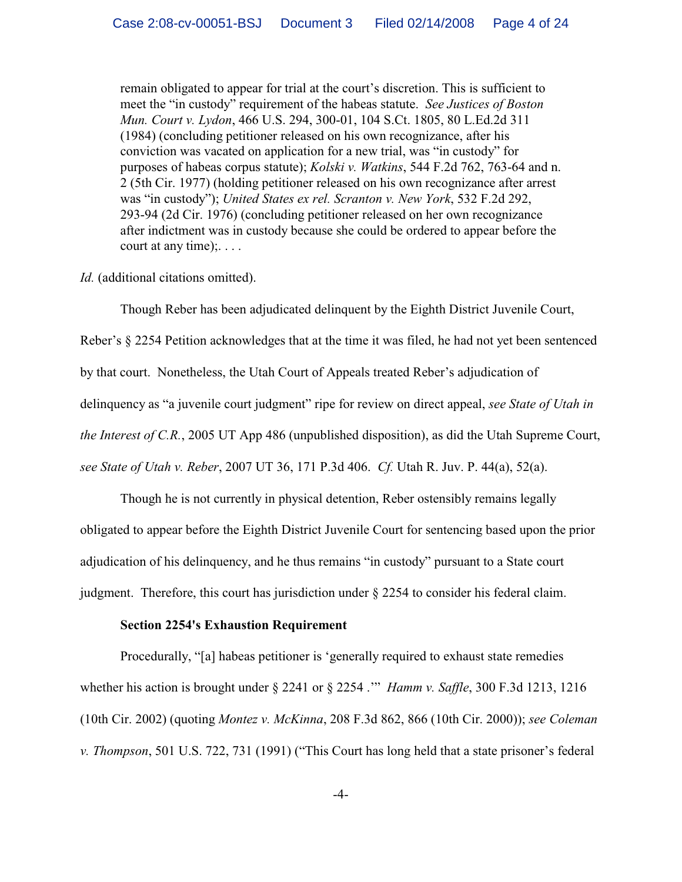> remain obligated to appear for trial at the court's discretion. This is sufficient to meet the "in custody" requirement of the habeas statute. *See Justices of Boston Mun. Court v. Lydon*, 466 U.S. 294, 300-01, 104 S.Ct. 1805, 80 L.Ed.2d 311 (1984) (concluding petitioner released on his own recognizance, after his conviction was vacated on application for a new trial, was "in custody" for purposes of habeas corpus statute); *Kolski v. Watkins*, 544 F.2d 762, 763-64 and n. 2 (5th Cir. 1977) (holding petitioner released on his own recognizance after arrest was "in custody"); *United States ex rel. Scranton v. New York*, 532 F.2d 292, 293-94 (2d Cir. 1976) (concluding petitioner released on her own recognizance after indictment was in custody because she could be ordered to appear before the court at any time);. . . .

*Id.* (additional citations omitted).

Though Reber has been adjudicated delinquent by the Eighth District Juvenile Court, Reber's § 2254 Petition acknowledges that at the time it was filed, he had not yet been sentenced by that court. Nonetheless, the Utah Court of Appeals treated Reber's adjudication of delinquency as "a juvenile court judgment" ripe for review on direct appeal, *see State of Utah in the Interest of C.R.*, 2005 UT App 486 (unpublished disposition), as did the Utah Supreme Court, *see State of Utah v. Reber*, 2007 UT 36, 171 P.3d 406. *Cf.* Utah R. Juv. P. 44(a), 52(a).

Though he is not currently in physical detention, Reber ostensibly remains legally obligated to appear before the Eighth District Juvenile Court for sentencing based upon the prior adjudication of his delinquency, and he thus remains "in custody" pursuant to a State court judgment. Therefore, this court has jurisdiction under § 2254 to consider his federal claim.

**Section 2254's Exhaustion Requirement**

Procedurally, "[a] habeas petitioner is 'generally required to exhaust state remedies whether his action is brought under § 2241 or § 2254 .'" *Hamm v. Saffle*, 300 F.3d 1213, 1216 (10th Cir. 2002) (quoting *Montez v. McKinna*, 208 F.3d 862, 866 (10th Cir. 2000)); *see Coleman v. Thompson*, 501 U.S. 722, 731 (1991) ("This Court has long held that a state prisoner's federal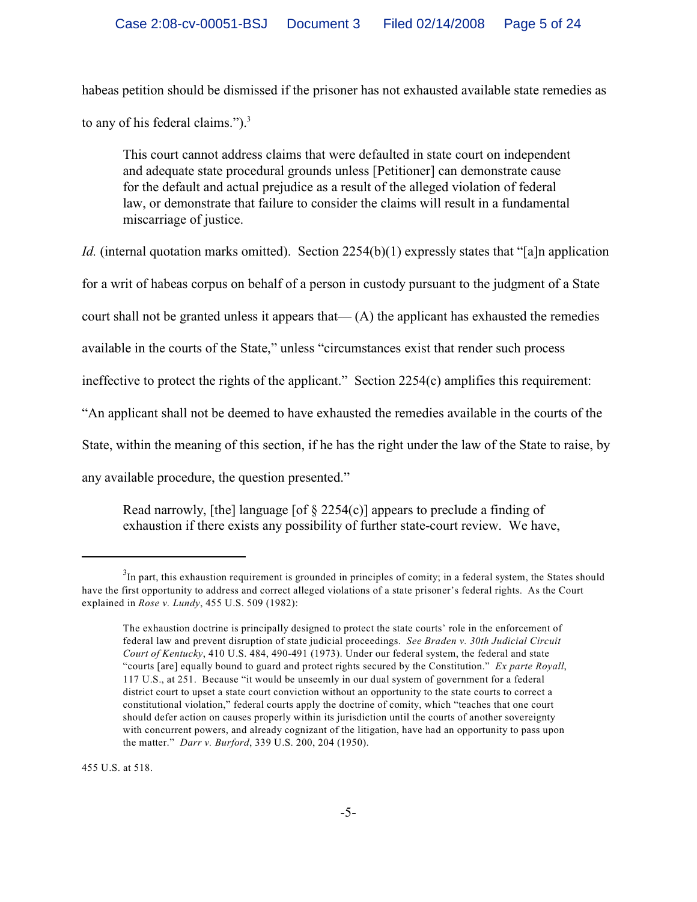habeas petition should be dismissed if the prisoner has not exhausted available state remedies as to any of his federal claims.").[3]

> This court cannot address claims that were defaulted in state court on independent and adequate state procedural grounds unless [Petitioner] can demonstrate cause for the default and actual prejudice as a result of the alleged violation of federal law, or demonstrate that failure to consider the claims will result in a fundamental miscarriage of justice.

*Id.* (internal quotation marks omitted). Section 2254(b)(1) expressly states that "[a]n application for a writ of habeas corpus on behalf of a person in custody pursuant to the judgment of a State court shall not be granted unless it appears that— (A) the applicant has exhausted the remedies available in the courts of the State," unless "circumstances exist that render such process ineffective to protect the rights of the applicant." Section 2254(c) amplifies this requirement: "An applicant shall not be deemed to have exhausted the remedies available in the courts of the State, within the meaning of this section, if he has the right under the law of the State to raise, by any available procedure, the question presented."

> Read narrowly, [the] language [of § 2254(c)] appears to preclude a finding of exhaustion if there exists any possibility of further state-court review. We have,

---

[3] In part, this exhaustion requirement is grounded in principles of comity; in a federal system, the States should have the first opportunity to address and correct alleged violations of a state prisoner's federal rights. As the Court explained in *Rose v. Lundy*, 455 U.S. 509 (1982):

> The exhaustion doctrine is principally designed to protect the state courts' role in the enforcement of federal law and prevent disruption of state judicial proceedings. *See Braden v. 30th Judicial Circuit Court of Kentucky*, 410 U.S. 484, 490-491 (1973). Under our federal system, the federal and state "courts [are] equally bound to guard and protect rights secured by the Constitution." *Ex parte Royall*, 117 U.S., at 251. Because "it would be unseemly in our dual system of government for a federal district court to upset a state court conviction without an opportunity to the state courts to correct a constitutional violation," federal courts apply the doctrine of comity, which "teaches that one court should defer action on causes properly within its jurisdiction until the courts of another sovereignty with concurrent powers, and already cognizant of the litigation, have had an opportunity to pass upon the matter." *Darr v. Burford*, 339 U.S. 200, 204 (1950).

455 U.S. at 518.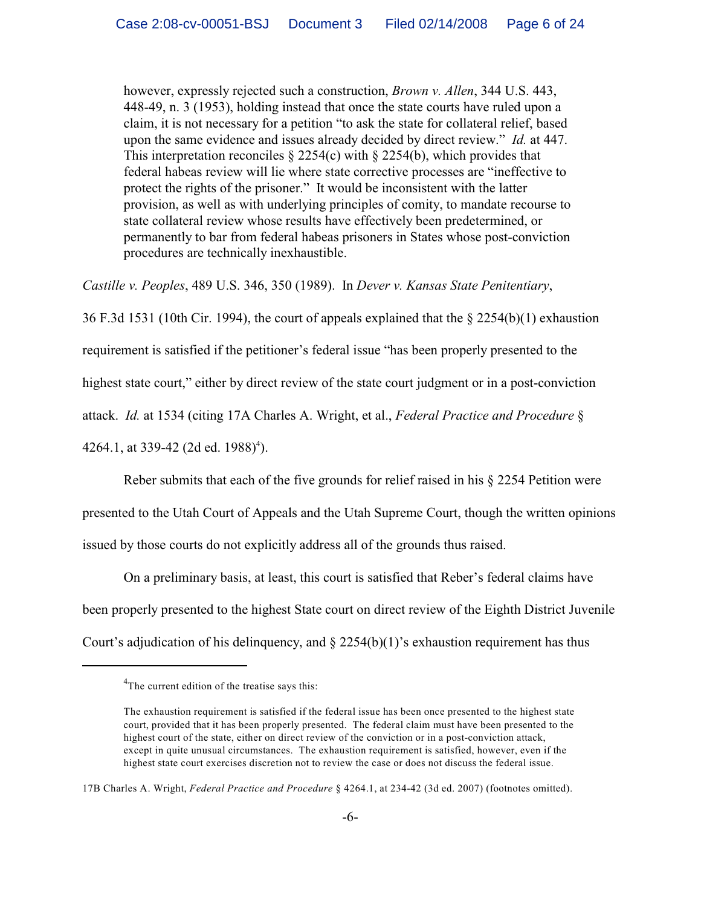> however, expressly rejected such a construction, *Brown v. Allen*, 344 U.S. 443, 448-49, n. 3 (1953), holding instead that once the state courts have ruled upon a claim, it is not necessary for a petition "to ask the state for collateral relief, based upon the same evidence and issues already decided by direct review." *Id.* at 447. This interpretation reconciles § 2254(c) with § 2254(b), which provides that federal habeas review will lie where state corrective processes are "ineffective to protect the rights of the prisoner." It would be inconsistent with the latter provision, as well as with underlying principles of comity, to mandate recourse to state collateral review whose results have effectively been predetermined, or permanently to bar from federal habeas prisoners in States whose post-conviction procedures are technically inexhaustible.

*Castille v. Peoples*, 489 U.S. 346, 350 (1989). In *Dever v. Kansas State Penitentiary*, 36 F.3d 1531 (10th Cir. 1994), the court of appeals explained that the § 2254(b)(1) exhaustion requirement is satisfied if the petitioner's federal issue "has been properly presented to the highest state court," either by direct review of the state court judgment or in a post-conviction attack. *Id.* at 1534 (citing 17A Charles A. Wright, et al., *Federal Practice and Procedure* § 4264.1, at 339-42 (2d ed. 1988)[4]).

Reber submits that each of the five grounds for relief raised in his § 2254 Petition were presented to the Utah Court of Appeals and the Utah Supreme Court, though the written opinions issued by those courts do not explicitly address all of the grounds thus raised.

On a preliminary basis, at least, this court is satisfied that Reber's federal claims have been properly presented to the highest State court on direct review of the Eighth District Juvenile Court's adjudication of his delinquency, and § 2254(b)(1)'s exhaustion requirement has thus

---

[4]The current edition of the treatise says this:

> The exhaustion requirement is satisfied if the federal issue has been once presented to the highest state court, provided that it has been properly presented. The federal claim must have been presented to the highest court of the state, either on direct review of the conviction or in a post-conviction attack, except in quite unusual circumstances. The exhaustion requirement is satisfied, however, even if the highest state court exercises discretion not to review the case or does not discuss the federal issue.

17B Charles A. Wright, *Federal Practice and Procedure* § 4264.1, at 234-42 (3d ed. 2007) (footnotes omitted).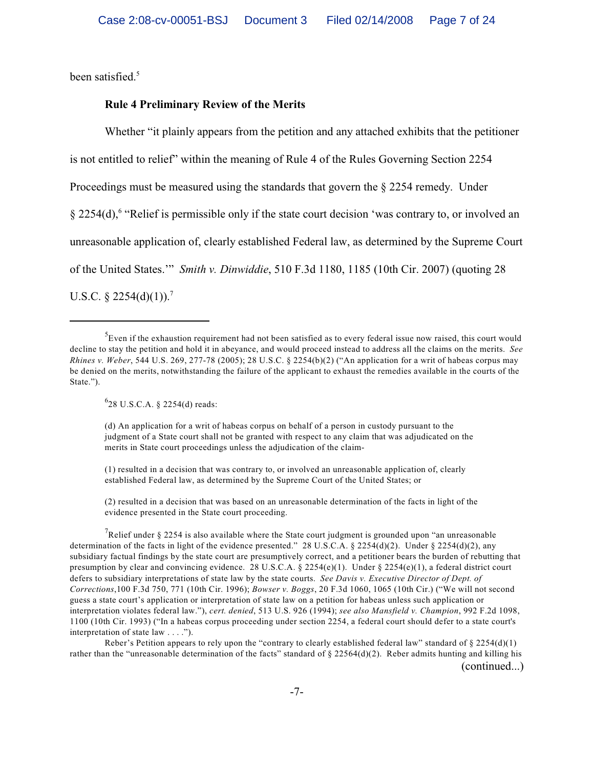been satisfied.[5]

**Rule 4 Preliminary Review of the Merits**

Whether "it plainly appears from the petition and any attached exhibits that the petitioner is not entitled to relief" within the meaning of Rule 4 of the Rules Governing Section 2254 Proceedings must be measured using the standards that govern the § 2254 remedy. Under § 2254(d),[6] "Relief is permissible only if the state court decision 'was contrary to, or involved an unreasonable application of, clearly established Federal law, as determined by the Supreme Court of the United States.'" *Smith v. Dinwiddie*, 510 F.3d 1180, 1185 (10th Cir. 2007) (quoting 28 U.S.C. § 2254(d)(1)).[7]

---

[5]Even if the exhaustion requirement had not been satisfied as to every federal issue now raised, this court would decline to stay the petition and hold it in abeyance, and would proceed instead to address all the claims on the merits. *See Rhines v. Weber*, 544 U.S. 269, 277-78 (2005); 28 U.S.C. § 2254(b)(2) ("An application for a writ of habeas corpus may be denied on the merits, notwithstanding the failure of the applicant to exhaust the remedies available in the courts of the State.").

[6]28 U.S.C.A. § 2254(d) reads:

> (d) An application for a writ of habeas corpus on behalf of a person in custody pursuant to the judgment of a State court shall not be granted with respect to any claim that was adjudicated on the merits in State court proceedings unless the adjudication of the claim-
>
> (1) resulted in a decision that was contrary to, or involved an unreasonable application of, clearly established Federal law, as determined by the Supreme Court of the United States; or
>
> (2) resulted in a decision that was based on an unreasonable determination of the facts in light of the evidence presented in the State court proceeding.

[7]Relief under § 2254 is also available where the State court judgment is grounded upon "an unreasonable determination of the facts in light of the evidence presented." 28 U.S.C.A. § 2254(d)(2). Under § 2254(d)(2), any subsidiary factual findings by the state court are presumptively correct, and a petitioner bears the burden of rebutting that presumption by clear and convincing evidence. 28 U.S.C.A. § 2254(e)(1). Under § 2254(e)(1), a federal district court defers to subsidiary interpretations of state law by the state courts. *See Davis v. Executive Director of Dept. of Corrections*,100 F.3d 750, 771 (10th Cir. 1996); *Bowser v. Boggs*, 20 F.3d 1060, 1065 (10th Cir.) ("We will not second guess a state court's application or interpretation of state law on a petition for habeas unless such application or interpretation violates federal law."), *cert. denied*, 513 U.S. 926 (1994); *see also Mansfield v. Champion*, 992 F.2d 1098, 1100 (10th Cir. 1993) ("In a habeas corpus proceeding under section 2254, a federal court should defer to a state court's interpretation of state law . . . .").

Reber's Petition appears to rely upon the "contrary to clearly established federal law" standard of § 2254(d)(1) rather than the "unreasonable determination of the facts" standard of § 22564(d)(2). Reber admits hunting and killing his

(continued...)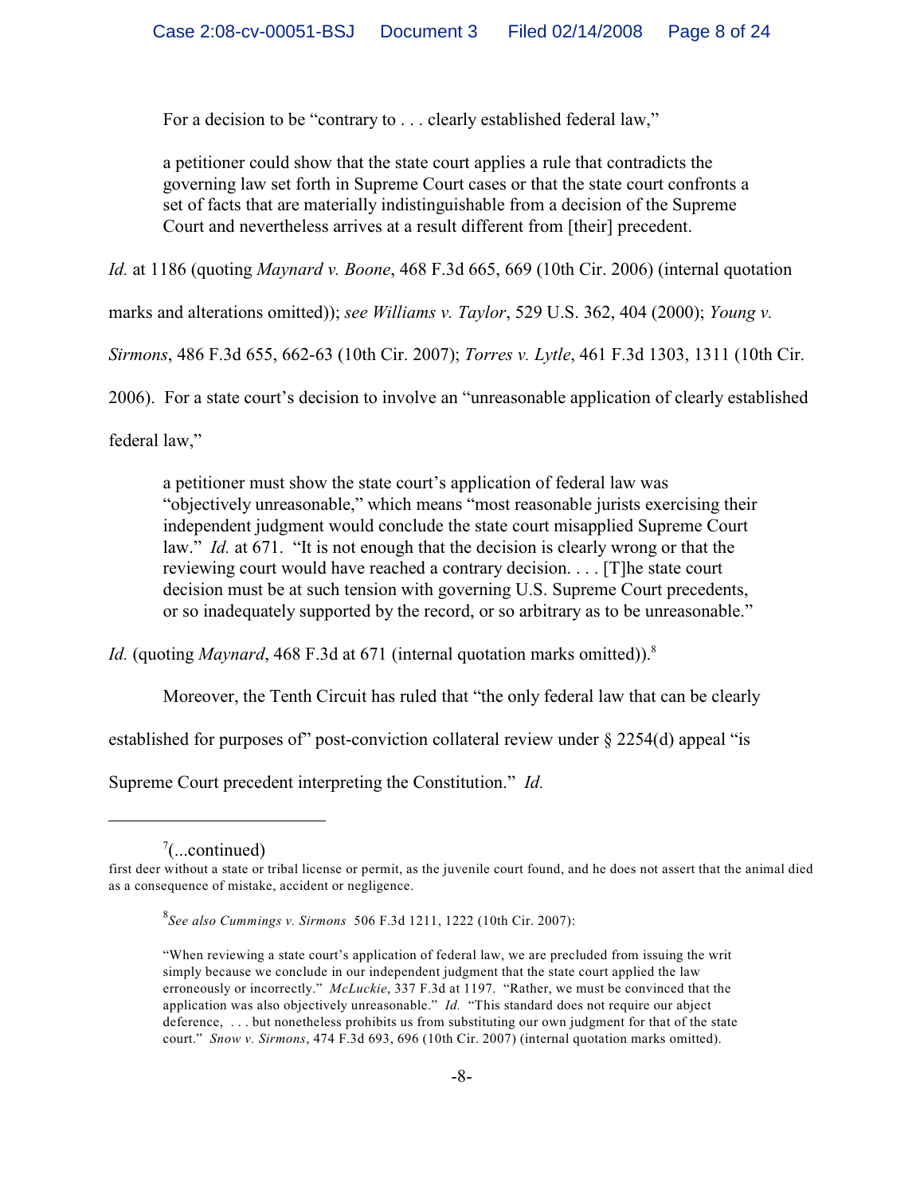For a decision to be "contrary to . . . clearly established federal law,"

> a petitioner could show that the state court applies a rule that contradicts the governing law set forth in Supreme Court cases or that the state court confronts a set of facts that are materially indistinguishable from a decision of the Supreme Court and nevertheless arrives at a result different from [their] precedent.

*Id.* at 1186 (quoting *Maynard v. Boone*, 468 F.3d 665, 669 (10th Cir. 2006) (internal quotation marks and alterations omitted)); *see Williams v. Taylor*, 529 U.S. 362, 404 (2000); *Young v. Sirmons*, 486 F.3d 655, 662-63 (10th Cir. 2007); *Torres v. Lytle*, 461 F.3d 1303, 1311 (10th Cir. 2006). For a state court's decision to involve an "unreasonable application of clearly established federal law,"

> a petitioner must show the state court's application of federal law was "objectively unreasonable," which means "most reasonable jurists exercising their independent judgment would conclude the state court misapplied Supreme Court law." *Id.* at 671. "It is not enough that the decision is clearly wrong or that the reviewing court would have reached a contrary decision. . . . [T]he state court decision must be at such tension with governing U.S. Supreme Court precedents, or so inadequately supported by the record, or so arbitrary as to be unreasonable."

*Id.* (quoting *Maynard*, 468 F.3d at 671 (internal quotation marks omitted)).[8]

Moreover, the Tenth Circuit has ruled that "the only federal law that can be clearly established for purposes of" post-conviction collateral review under § 2254(d) appeal "is Supreme Court precedent interpreting the Constitution." *Id.*

---

[7](...continued)
first deer without a state or tribal license or permit, as the juvenile court found, and he does not assert that the animal died as a consequence of mistake, accident or negligence.

[8]*See also Cummings v. Sirmons* 506 F.3d 1211, 1222 (10th Cir. 2007):

> "When reviewing a state court's application of federal law, we are precluded from issuing the writ simply because we conclude in our independent judgment that the state court applied the law erroneously or incorrectly." *McLuckie*, 337 F.3d at 1197. "Rather, we must be convinced that the application was also objectively unreasonable." *Id.* "This standard does not require our abject deference, . . . but nonetheless prohibits us from substituting our own judgment for that of the state court." *Snow v. Sirmons*, 474 F.3d 693, 696 (10th Cir. 2007) (internal quotation marks omitted).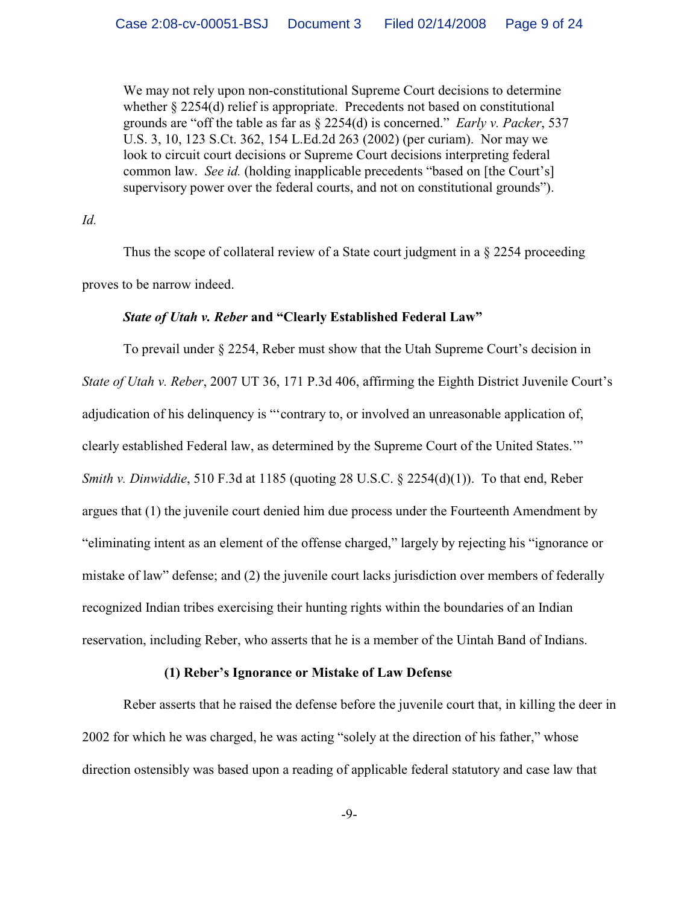> We may not rely upon non-constitutional Supreme Court decisions to determine whether § 2254(d) relief is appropriate. Precedents not based on constitutional grounds are "off the table as far as § 2254(d) is concerned." *Early v. Packer*, 537 U.S. 3, 10, 123 S.Ct. 362, 154 L.Ed.2d 263 (2002) (per curiam). Nor may we look to circuit court decisions or Supreme Court decisions interpreting federal common law. *See id.* (holding inapplicable precedents "based on [the Court's] supervisory power over the federal courts, and not on constitutional grounds").

*Id.*

Thus the scope of collateral review of a State court judgment in a § 2254 proceeding proves to be narrow indeed.

***State of Utah v. Reber* and "Clearly Established Federal Law"**

To prevail under § 2254, Reber must show that the Utah Supreme Court's decision in *State of Utah v. Reber*, 2007 UT 36, 171 P.3d 406, affirming the Eighth District Juvenile Court's adjudication of his delinquency is "'contrary to, or involved an unreasonable application of, clearly established Federal law, as determined by the Supreme Court of the United States.'" *Smith v. Dinwiddie*, 510 F.3d at 1185 (quoting 28 U.S.C. § 2254(d)(1)). To that end, Reber argues that (1) the juvenile court denied him due process under the Fourteenth Amendment by "eliminating intent as an element of the offense charged," largely by rejecting his "ignorance or mistake of law" defense; and (2) the juvenile court lacks jurisdiction over members of federally recognized Indian tribes exercising their hunting rights within the boundaries of an Indian reservation, including Reber, who asserts that he is a member of the Uintah Band of Indians.

**(1) Reber's Ignorance or Mistake of Law Defense**

Reber asserts that he raised the defense before the juvenile court that, in killing the deer in 2002 for which he was charged, he was acting "solely at the direction of his father," whose direction ostensibly was based upon a reading of applicable federal statutory and case law that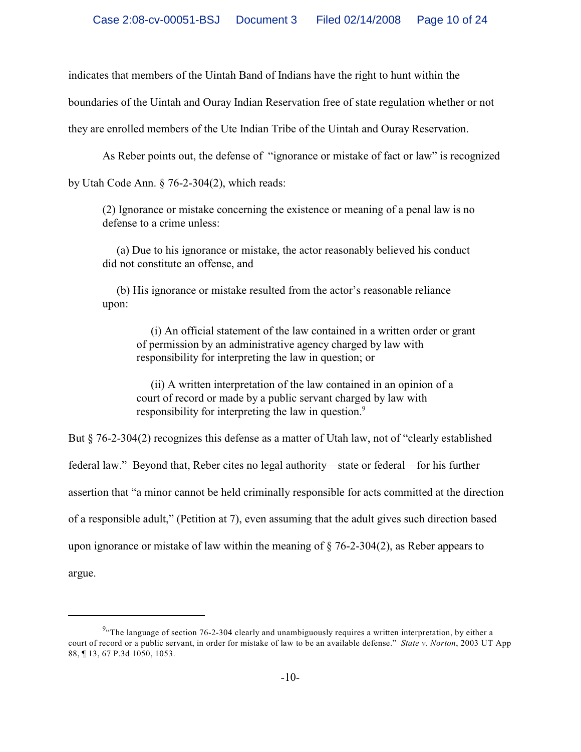indicates that members of the Uintah Band of Indians have the right to hunt within the boundaries of the Uintah and Ouray Indian Reservation free of state regulation whether or not they are enrolled members of the Ute Indian Tribe of the Uintah and Ouray Reservation.

As Reber points out, the defense of "ignorance or mistake of fact or law" is recognized by Utah Code Ann. § 76-2-304(2), which reads:

> (2) Ignorance or mistake concerning the existence or meaning of a penal law is no defense to a crime unless:
>
> (a) Due to his ignorance or mistake, the actor reasonably believed his conduct did not constitute an offense, and
>
> (b) His ignorance or mistake resulted from the actor's reasonable reliance upon:
>
> > (i) An official statement of the law contained in a written order or grant of permission by an administrative agency charged by law with responsibility for interpreting the law in question; or
> >
> > (ii) A written interpretation of the law contained in an opinion of a court of record or made by a public servant charged by law with responsibility for interpreting the law in question.[9]

But § 76-2-304(2) recognizes this defense as a matter of Utah law, not of "clearly established federal law." Beyond that, Reber cites no legal authority—state or federal—for his further assertion that "a minor cannot be held criminally responsible for acts committed at the direction of a responsible adult," (Petition at 7), even assuming that the adult gives such direction based upon ignorance or mistake of law within the meaning of § 76-2-304(2), as Reber appears to argue.

---

[9] "The language of section 76-2-304 clearly and unambiguously requires a written interpretation, by either a court of record or a public servant, in order for mistake of law to be an available defense." *State v. Norton*, 2003 UT App 88, ¶ 13, 67 P.3d 1050, 1053.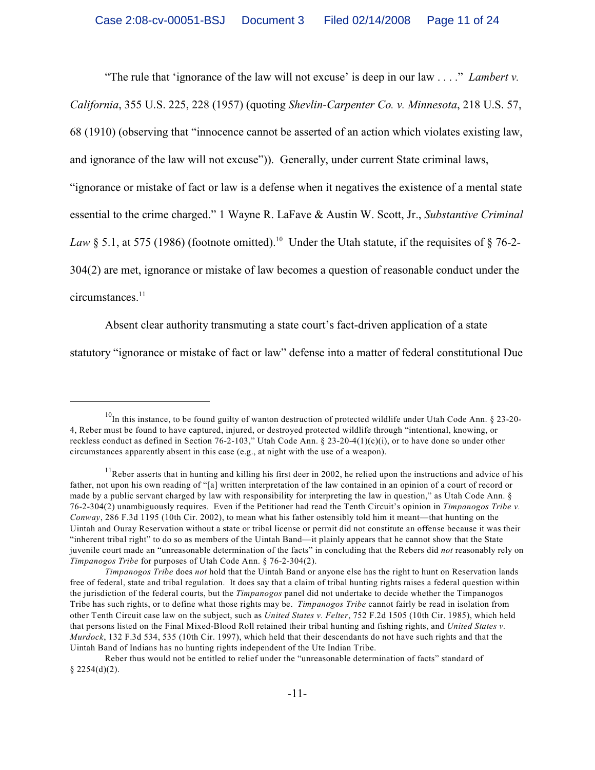"The rule that 'ignorance of the law will not excuse' is deep in our law . . . ." *Lambert v. California*, 355 U.S. 225, 228 (1957) (quoting *Shevlin-Carpenter Co. v. Minnesota*, 218 U.S. 57, 68 (1910) (observing that "innocence cannot be asserted of an action which violates existing law, and ignorance of the law will not excuse")). Generally, under current State criminal laws, "ignorance or mistake of fact or law is a defense when it negatives the existence of a mental state essential to the crime charged." 1 Wayne R. LaFave & Austin W. Scott, Jr., *Substantive Criminal Law* § 5.1, at 575 (1986) (footnote omitted).[10] Under the Utah statute, if the requisites of § 76-2-304(2) are met, ignorance or mistake of law becomes a question of reasonable conduct under the circumstances.[11]

Absent clear authority transmuting a state court's fact-driven application of a state statutory "ignorance or mistake of fact or law" defense into a matter of federal constitutional Due

---

[10] In this instance, to be found guilty of wanton destruction of protected wildlife under Utah Code Ann. § 23-20-4, Reber must be found to have captured, injured, or destroyed protected wildlife through "intentional, knowing, or reckless conduct as defined in Section 76-2-103," Utah Code Ann. § 23-20-4(1)(c)(i), or to have done so under other circumstances apparently absent in this case (e.g., at night with the use of a weapon).

[11] Reber asserts that in hunting and killing his first deer in 2002, he relied upon the instructions and advice of his father, not upon his own reading of "[a] written interpretation of the law contained in an opinion of a court of record or made by a public servant charged by law with responsibility for interpreting the law in question," as Utah Code Ann. § 76-2-304(2) unambiguously requires. Even if the Petitioner had read the Tenth Circuit's opinion in *Timpanogos Tribe v. Conway*, 286 F.3d 1195 (10th Cir. 2002), to mean what his father ostensibly told him it meant—that hunting on the Uintah and Ouray Reservation without a state or tribal license or permit did not constitute an offense because it was their "inherent tribal right" to do so as members of the Uintah Band—it plainly appears that he cannot show that the State juvenile court made an "unreasonable determination of the facts" in concluding that the Rebers did *not* reasonably rely on *Timpanogos Tribe* for purposes of Utah Code Ann. § 76-2-304(2).

*Timpanogos Tribe* does *not* hold that the Uintah Band or anyone else has the right to hunt on Reservation lands free of federal, state and tribal regulation. It does say that a claim of tribal hunting rights raises a federal question within the jurisdiction of the federal courts, but the *Timpanogos* panel did not undertake to decide whether the Timpanogos Tribe has such rights, or to define what those rights may be. *Timpanogos Tribe* cannot fairly be read in isolation from other Tenth Circuit case law on the subject, such as *United States v. Felter*, 752 F.2d 1505 (10th Cir. 1985), which held that persons listed on the Final Mixed-Blood Roll retained their tribal hunting and fishing rights, and *United States v. Murdock*, 132 F.3d 534, 535 (10th Cir. 1997), which held that their descendants do not have such rights and that the Uintah Band of Indians has no hunting rights independent of the Ute Indian Tribe.

Reber thus would not be entitled to relief under the "unreasonable determination of facts" standard of § 2254(d)(2).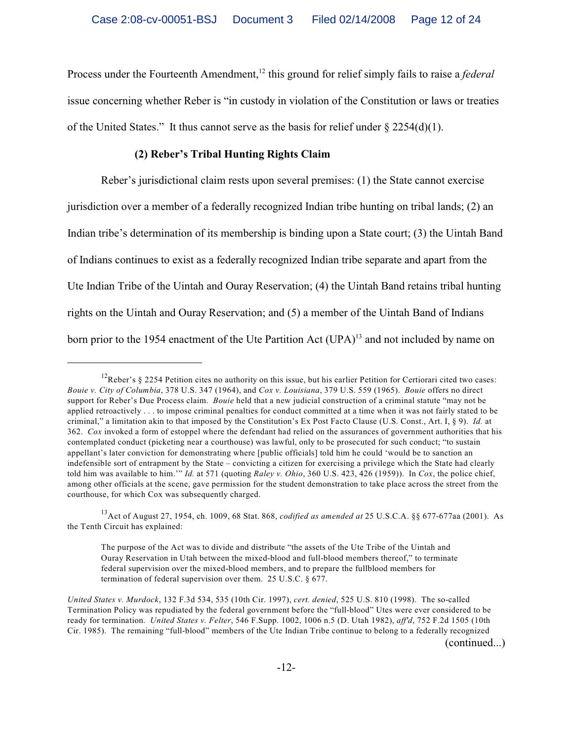Process under the Fourteenth Amendment,[12] this ground for relief simply fails to raise a *federal* issue concerning whether Reber is "in custody in violation of the Constitution or laws or treaties of the United States." It thus cannot serve as the basis for relief under § 2254(d)(1).

**(2) Reber's Tribal Hunting Rights Claim**

Reber's jurisdictional claim rests upon several premises: (1) the State cannot exercise jurisdiction over a member of a federally recognized Indian tribe hunting on tribal lands; (2) an Indian tribe's determination of its membership is binding upon a State court; (3) the Uintah Band of Indians continues to exist as a federally recognized Indian tribe separate and apart from the Ute Indian Tribe of the Uintah and Ouray Reservation; (4) the Uintah Band retains tribal hunting rights on the Uintah and Ouray Reservation; and (5) a member of the Uintah Band of Indians born prior to the 1954 enactment of the Ute Partition Act (UPA)[13] and not included by name on

---

[12] Reber's § 2254 Petition cites no authority on this issue, but his earlier Petition for Certiorari cited two cases: *Bouie v. City of Columbia*, 378 U.S. 347 (1964), and *Cox v. Louisiana*, 379 U.S. 559 (1965). *Bouie* offers no direct support for Reber's Due Process claim. *Bouie* held that a new judicial construction of a criminal statute "may not be applied retroactively . . . to impose criminal penalties for conduct committed at a time when it was not fairly stated to be criminal," a limitation akin to that imposed by the Constitution's Ex Post Facto Clause (U.S. Const., Art. I, § 9). *Id.* at 362. *Cox* invoked a form of estoppel where the defendant had relied on the assurances of government authorities that his contemplated conduct (picketing near a courthouse) was lawful, only to be prosecuted for such conduct; "to sustain appellant's later conviction for demonstrating where [public officials] told him he could 'would be to sanction an indefensible sort of entrapment by the State – convicting a citizen for exercising a privilege which the State had clearly told him was available to him.'" *Id.* at 571 (quoting *Raley v. Ohio*, 360 U.S. 423, 426 (1959)). In *Cox*, the police chief, among other officials at the scene, gave permission for the student demonstration to take place across the street from the courthouse, for which Cox was subsequently charged.

[13] Act of August 27, 1954, ch. 1009, 68 Stat. 868, *codified as amended at* 25 U.S.C.A. §§ 677-677aa (2001). As the Tenth Circuit has explained:

> The purpose of the Act was to divide and distribute "the assets of the Ute Tribe of the Uintah and Ouray Reservation in Utah between the mixed-blood and full-blood members thereof," to terminate federal supervision over the mixed-blood members, and to prepare the fullblood members for termination of federal supervision over them. 25 U.S.C. § 677.

*United States v. Murdock*, 132 F.3d 534, 535 (10th Cir. 1997), *cert. denied*, 525 U.S. 810 (1998). The so-called Termination Policy was repudiated by the federal government before the "full-blood" Utes were ever considered to be ready for termination. *United States v. Felter*, 546 F.Supp. 1002, 1006 n.5 (D. Utah 1982), *aff'd*, 752 F.2d 1505 (10th Cir. 1985). The remaining "full-blood" members of the Ute Indian Tribe continue to belong to a federally recognized

(continued...)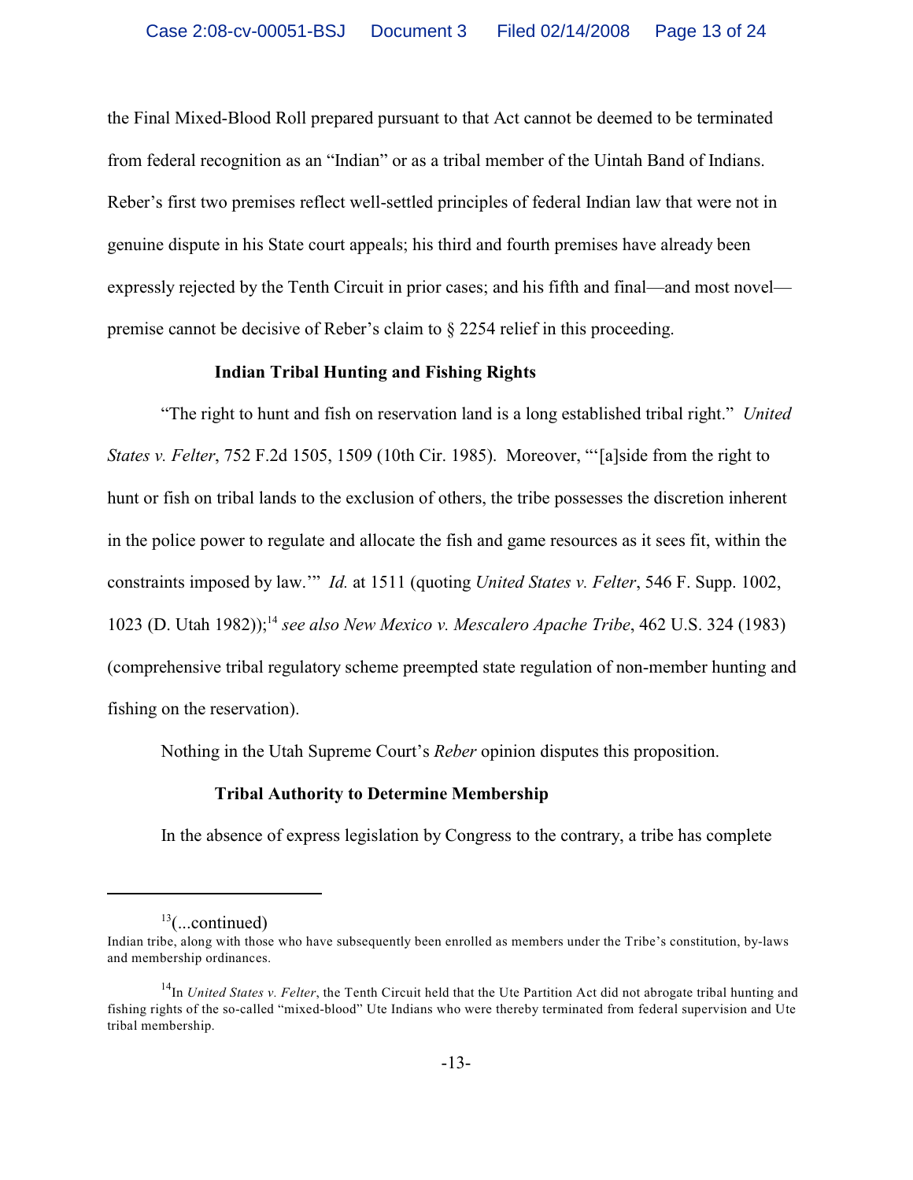the Final Mixed-Blood Roll prepared pursuant to that Act cannot be deemed to be terminated from federal recognition as an "Indian" or as a tribal member of the Uintah Band of Indians. Reber's first two premises reflect well-settled principles of federal Indian law that were not in genuine dispute in his State court appeals; his third and fourth premises have already been expressly rejected by the Tenth Circuit in prior cases; and his fifth and final—and most novel—premise cannot be decisive of Reber's claim to § 2254 relief in this proceeding.

**Indian Tribal Hunting and Fishing Rights**

"The right to hunt and fish on reservation land is a long established tribal right." *United States v. Felter*, 752 F.2d 1505, 1509 (10th Cir. 1985). Moreover, "'[a]side from the right to hunt or fish on tribal lands to the exclusion of others, the tribe possesses the discretion inherent in the police power to regulate and allocate the fish and game resources as it sees fit, within the constraints imposed by law.'" *Id.* at 1511 (quoting *United States v. Felter*, 546 F. Supp. 1002, 1023 (D. Utah 1982));[14] *see also New Mexico v. Mescalero Apache Tribe*, 462 U.S. 324 (1983) (comprehensive tribal regulatory scheme preempted state regulation of non-member hunting and fishing on the reservation).

Nothing in the Utah Supreme Court's *Reber* opinion disputes this proposition.

**Tribal Authority to Determine Membership**

In the absence of express legislation by Congress to the contrary, a tribe has complete

---

[13](...continued)
Indian tribe, along with those who have subsequently been enrolled as members under the Tribe's constitution, by-laws and membership ordinances.

[14]In *United States v. Felter*, the Tenth Circuit held that the Ute Partition Act did not abrogate tribal hunting and fishing rights of the so-called "mixed-blood" Ute Indians who were thereby terminated from federal supervision and Ute tribal membership.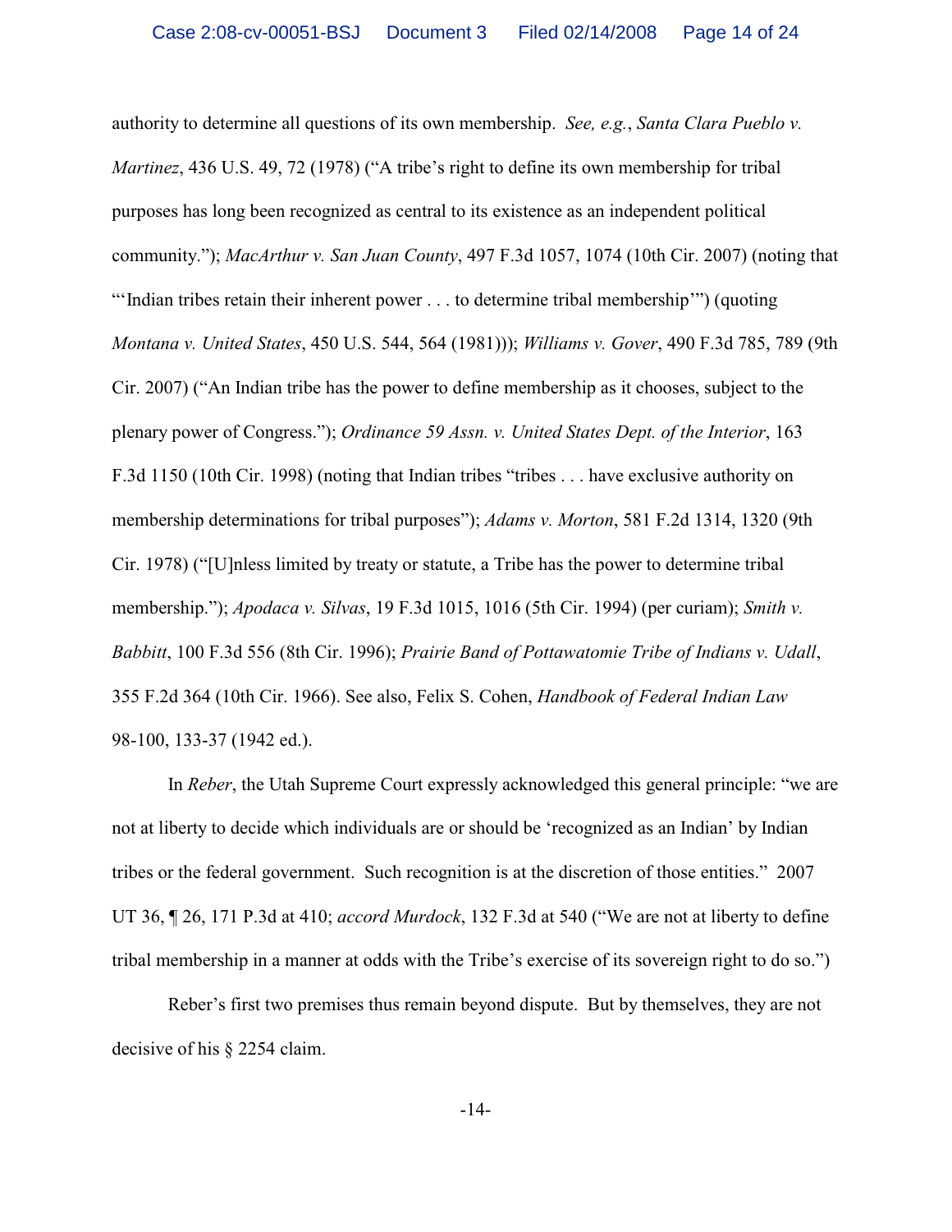authority to determine all questions of its own membership. *See, e.g.*, *Santa Clara Pueblo v. Martinez*, 436 U.S. 49, 72 (1978) ("A tribe's right to define its own membership for tribal purposes has long been recognized as central to its existence as an independent political community."); *MacArthur v. San Juan County*, 497 F.3d 1057, 1074 (10th Cir. 2007) (noting that "'Indian tribes retain their inherent power . . . to determine tribal membership'") (quoting *Montana v. United States*, 450 U.S. 544, 564 (1981))); *Williams v. Gover*, 490 F.3d 785, 789 (9th Cir. 2007) ("An Indian tribe has the power to define membership as it chooses, subject to the plenary power of Congress."); *Ordinance 59 Assn. v. United States Dept. of the Interior*, 163 F.3d 1150 (10th Cir. 1998) (noting that Indian tribes "tribes . . . have exclusive authority on membership determinations for tribal purposes"); *Adams v. Morton*, 581 F.2d 1314, 1320 (9th Cir. 1978) ("[U]nless limited by treaty or statute, a Tribe has the power to determine tribal membership."); *Apodaca v. Silvas*, 19 F.3d 1015, 1016 (5th Cir. 1994) (per curiam); *Smith v. Babbitt*, 100 F.3d 556 (8th Cir. 1996); *Prairie Band of Pottawatomie Tribe of Indians v. Udall*, 355 F.2d 364 (10th Cir. 1966). See also, Felix S. Cohen, *Handbook of Federal Indian Law* 98-100, 133-37 (1942 ed.).

In *Reber*, the Utah Supreme Court expressly acknowledged this general principle: "we are not at liberty to decide which individuals are or should be 'recognized as an Indian' by Indian tribes or the federal government. Such recognition is at the discretion of those entities." 2007 UT 36, ¶ 26, 171 P.3d at 410; *accord Murdock*, 132 F.3d at 540 ("We are not at liberty to define tribal membership in a manner at odds with the Tribe's exercise of its sovereign right to do so.")

Reber's first two premises thus remain beyond dispute. But by themselves, they are not decisive of his § 2254 claim.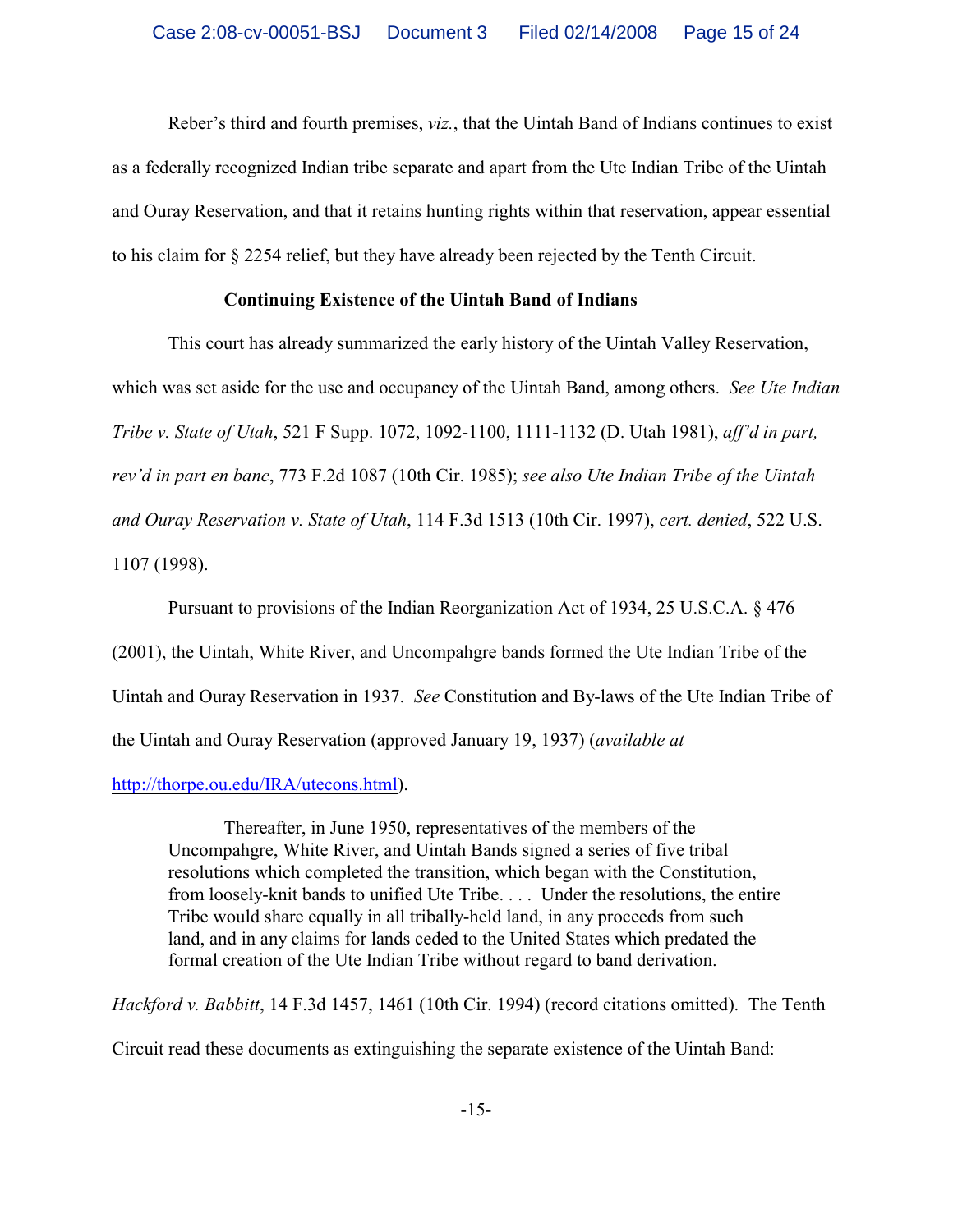Reber's third and fourth premises, *viz.*, that the Uintah Band of Indians continues to exist as a federally recognized Indian tribe separate and apart from the Ute Indian Tribe of the Uintah and Ouray Reservation, and that it retains hunting rights within that reservation, appear essential to his claim for § 2254 relief, but they have already been rejected by the Tenth Circuit.

**Continuing Existence of the Uintah Band of Indians**

This court has already summarized the early history of the Uintah Valley Reservation, which was set aside for the use and occupancy of the Uintah Band, among others. *See Ute Indian Tribe v. State of Utah*, 521 F Supp. 1072, 1092-1100, 1111-1132 (D. Utah 1981), *aff'd in part, rev'd in part en banc*, 773 F.2d 1087 (10th Cir. 1985); *see also Ute Indian Tribe of the Uintah and Ouray Reservation v. State of Utah*, 114 F.3d 1513 (10th Cir. 1997), *cert. denied*, 522 U.S. 1107 (1998).

Pursuant to provisions of the Indian Reorganization Act of 1934, 25 U.S.C.A. § 476 (2001), the Uintah, White River, and Uncompahgre bands formed the Ute Indian Tribe of the Uintah and Ouray Reservation in 1937. *See* Constitution and By-laws of the Ute Indian Tribe of the Uintah and Ouray Reservation (approved January 19, 1937) (*available at* http://thorpe.ou.edu/IRA/utecons.html).

> Thereafter, in June 1950, representatives of the members of the Uncompahgre, White River, and Uintah Bands signed a series of five tribal resolutions which completed the transition, which began with the Constitution, from loosely-knit bands to unified Ute Tribe. . . . Under the resolutions, the entire Tribe would share equally in all tribally-held land, in any proceeds from such land, and in any claims for lands ceded to the United States which predated the formal creation of the Ute Indian Tribe without regard to band derivation.

*Hackford v. Babbitt*, 14 F.3d 1457, 1461 (10th Cir. 1994) (record citations omitted). The Tenth Circuit read these documents as extinguishing the separate existence of the Uintah Band: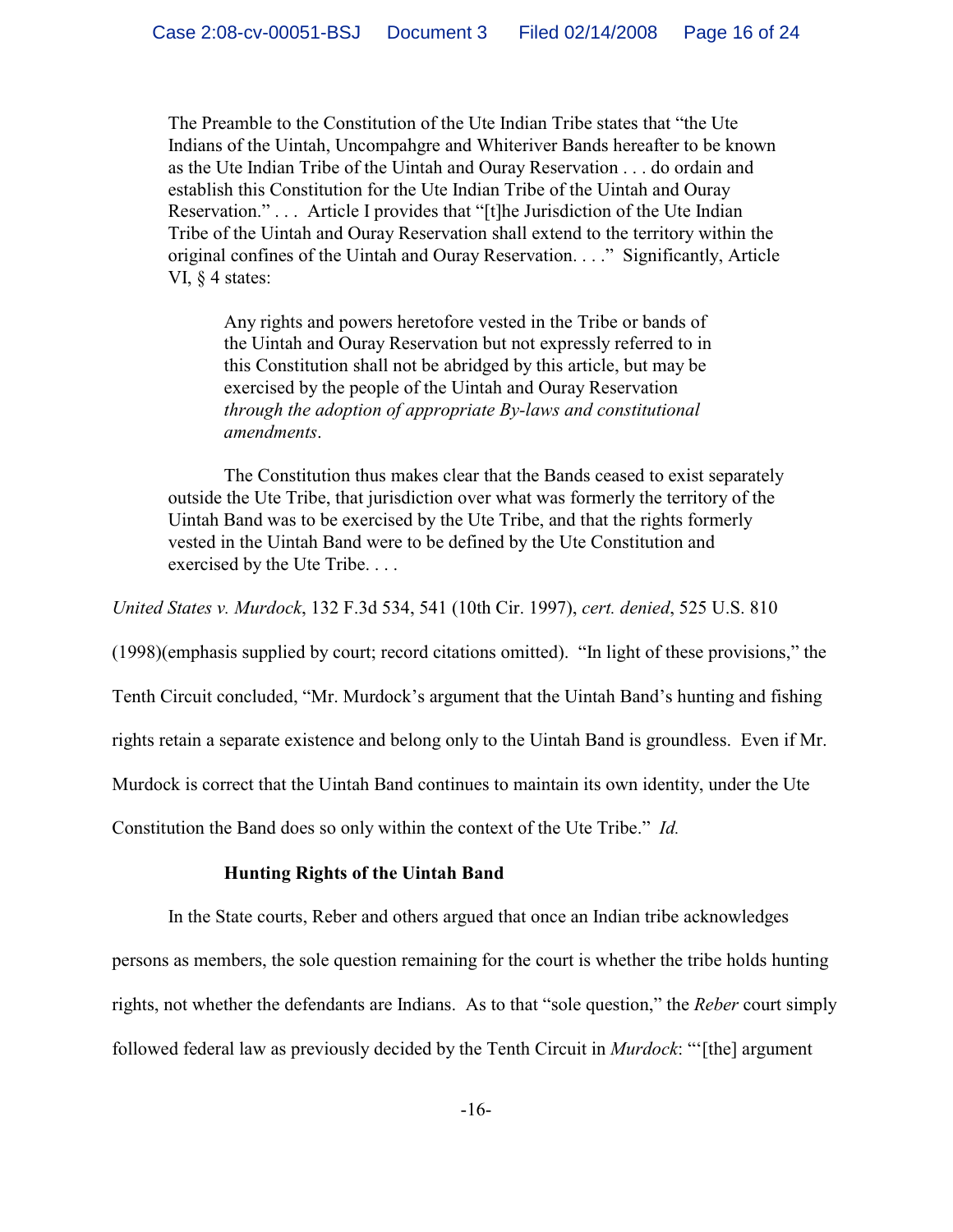> The Preamble to the Constitution of the Ute Indian Tribe states that "the Ute Indians of the Uintah, Uncompahgre and Whiteriver Bands hereafter to be known as the Ute Indian Tribe of the Uintah and Ouray Reservation . . . do ordain and establish this Constitution for the Ute Indian Tribe of the Uintah and Ouray Reservation." . . . Article I provides that "[t]he Jurisdiction of the Ute Indian Tribe of the Uintah and Ouray Reservation shall extend to the territory within the original confines of the Uintah and Ouray Reservation. . . ." Significantly, Article VI, § 4 states:
>
>> Any rights and powers heretofore vested in the Tribe or bands of the Uintah and Ouray Reservation but not expressly referred to in this Constitution shall not be abridged by this article, but may be exercised by the people of the Uintah and Ouray Reservation *through the adoption of appropriate By-laws and constitutional amendments*.
>
> The Constitution thus makes clear that the Bands ceased to exist separately outside the Ute Tribe, that jurisdiction over what was formerly the territory of the Uintah Band was to be exercised by the Ute Tribe, and that the rights formerly vested in the Uintah Band were to be defined by the Ute Constitution and exercised by the Ute Tribe. . . .

*United States v. Murdock*, 132 F.3d 534, 541 (10th Cir. 1997), *cert. denied*, 525 U.S. 810 (1998)(emphasis supplied by court; record citations omitted). "In light of these provisions," the Tenth Circuit concluded, "Mr. Murdock's argument that the Uintah Band's hunting and fishing rights retain a separate existence and belong only to the Uintah Band is groundless. Even if Mr. Murdock is correct that the Uintah Band continues to maintain its own identity, under the Ute Constitution the Band does so only within the context of the Ute Tribe." *Id.*

**Hunting Rights of the Uintah Band**

In the State courts, Reber and others argued that once an Indian tribe acknowledges persons as members, the sole question remaining for the court is whether the tribe holds hunting rights, not whether the defendants are Indians. As to that "sole question," the *Reber* court simply followed federal law as previously decided by the Tenth Circuit in *Murdock*: "'[the] argument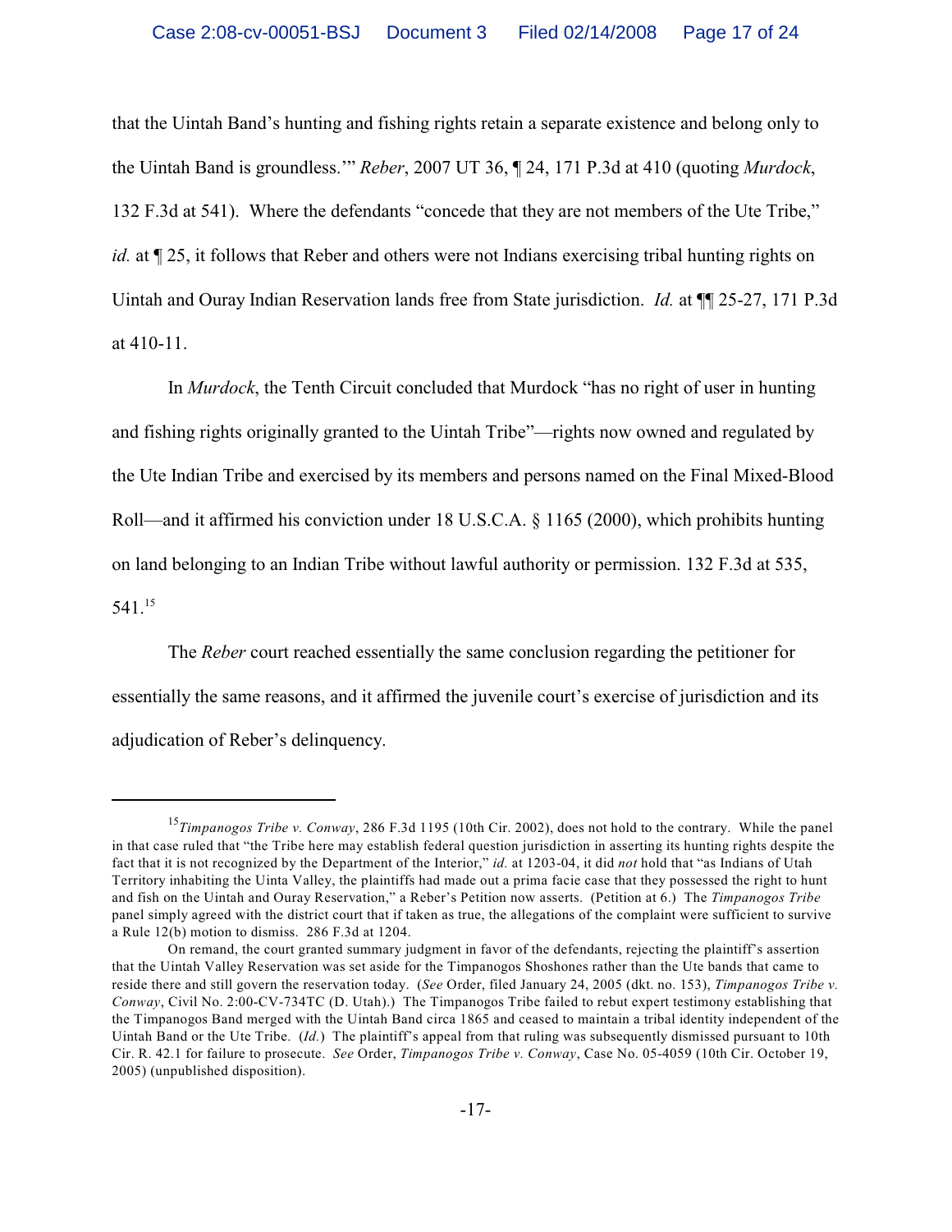that the Uintah Band's hunting and fishing rights retain a separate existence and belong only to the Uintah Band is groundless.'" *Reber*, 2007 UT 36, ¶ 24, 171 P.3d at 410 (quoting *Murdock*, 132 F.3d at 541). Where the defendants "concede that they are not members of the Ute Tribe," *id.* at ¶ 25, it follows that Reber and others were not Indians exercising tribal hunting rights on Uintah and Ouray Indian Reservation lands free from State jurisdiction. *Id.* at ¶¶ 25-27, 171 P.3d at 410-11.

In *Murdock*, the Tenth Circuit concluded that Murdock "has no right of user in hunting and fishing rights originally granted to the Uintah Tribe"—rights now owned and regulated by the Ute Indian Tribe and exercised by its members and persons named on the Final Mixed-Blood Roll—and it affirmed his conviction under 18 U.S.C.A. § 1165 (2000), which prohibits hunting on land belonging to an Indian Tribe without lawful authority or permission. 132 F.3d at 535, 541.[15]

The *Reber* court reached essentially the same conclusion regarding the petitioner for essentially the same reasons, and it affirmed the juvenile court's exercise of jurisdiction and its adjudication of Reber's delinquency.

---

[15] *Timpanogos Tribe v. Conway*, 286 F.3d 1195 (10th Cir. 2002), does not hold to the contrary. While the panel in that case ruled that "the Tribe here may establish federal question jurisdiction in asserting its hunting rights despite the fact that it is not recognized by the Department of the Interior," *id.* at 1203-04, it did *not* hold that "as Indians of Utah Territory inhabiting the Uinta Valley, the plaintiffs had made out a prima facie case that they possessed the right to hunt and fish on the Uintah and Ouray Reservation," a Reber's Petition now asserts. (Petition at 6.) The *Timpanogos Tribe* panel simply agreed with the district court that if taken as true, the allegations of the complaint were sufficient to survive a Rule 12(b) motion to dismiss. 286 F.3d at 1204.

On remand, the court granted summary judgment in favor of the defendants, rejecting the plaintiff's assertion that the Uintah Valley Reservation was set aside for the Timpanogos Shoshones rather than the Ute bands that came to reside there and still govern the reservation today. (*See* Order, filed January 24, 2005 (dkt. no. 153), *Timpanogos Tribe v. Conway*, Civil No. 2:00-CV-734TC (D. Utah).) The Timpanogos Tribe failed to rebut expert testimony establishing that the Timpanogos Band merged with the Uintah Band circa 1865 and ceased to maintain a tribal identity independent of the Uintah Band or the Ute Tribe. (*Id.*) The plaintiff's appeal from that ruling was subsequently dismissed pursuant to 10th Cir. R. 42.1 for failure to prosecute. *See* Order, *Timpanogos Tribe v. Conway*, Case No. 05-4059 (10th Cir. October 19, 2005) (unpublished disposition).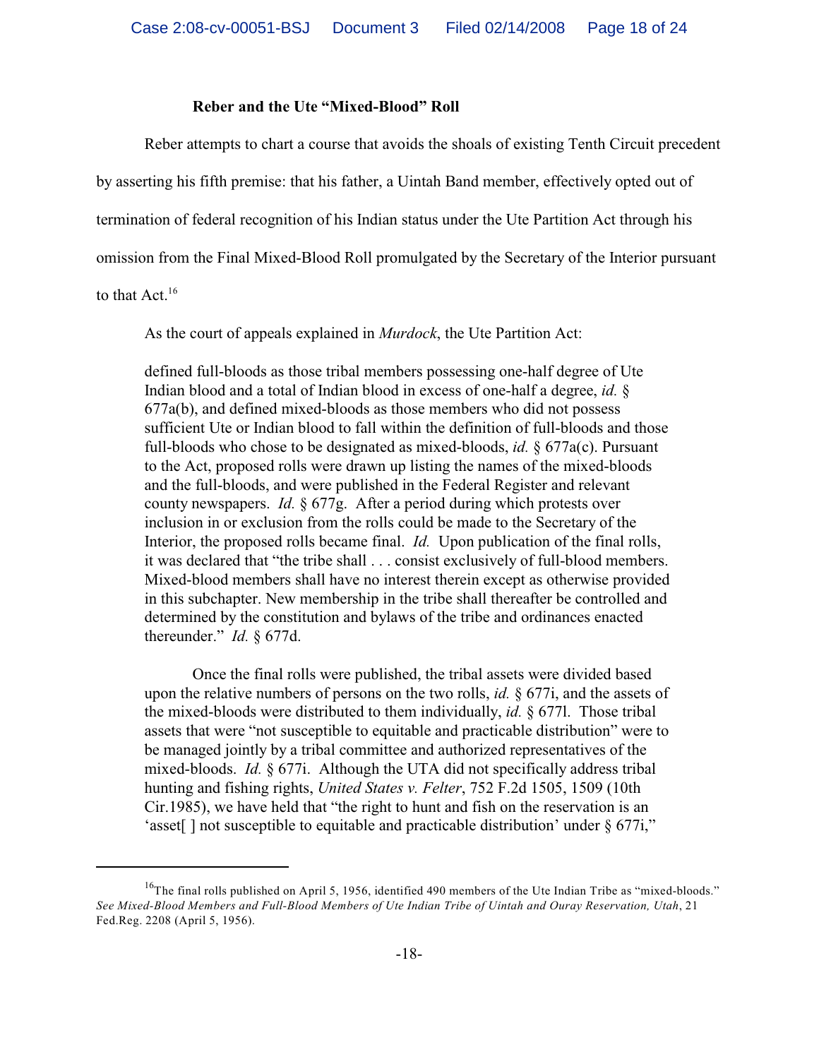**Reber and the Ute "Mixed-Blood" Roll**

Reber attempts to chart a course that avoids the shoals of existing Tenth Circuit precedent by asserting his fifth premise: that his father, a Uintah Band member, effectively opted out of termination of federal recognition of his Indian status under the Ute Partition Act through his omission from the Final Mixed-Blood Roll promulgated by the Secretary of the Interior pursuant to that Act.[16]

As the court of appeals explained in *Murdock*, the Ute Partition Act:

> defined full-bloods as those tribal members possessing one-half degree of Ute Indian blood and a total of Indian blood in excess of one-half a degree, *id.* § 677a(b), and defined mixed-bloods as those members who did not possess sufficient Ute or Indian blood to fall within the definition of full-bloods and those full-bloods who chose to be designated as mixed-bloods, *id.* § 677a(c). Pursuant to the Act, proposed rolls were drawn up listing the names of the mixed-bloods and the full-bloods, and were published in the Federal Register and relevant county newspapers. *Id.* § 677g. After a period during which protests over inclusion in or exclusion from the rolls could be made to the Secretary of the Interior, the proposed rolls became final. *Id.* Upon publication of the final rolls, it was declared that "the tribe shall . . . consist exclusively of full-blood members. Mixed-blood members shall have no interest therein except as otherwise provided in this subchapter. New membership in the tribe shall thereafter be controlled and determined by the constitution and bylaws of the tribe and ordinances enacted thereunder." *Id.* § 677d.
>
> Once the final rolls were published, the tribal assets were divided based upon the relative numbers of persons on the two rolls, *id.* § 677i, and the assets of the mixed-bloods were distributed to them individually, *id.* § 677l. Those tribal assets that were "not susceptible to equitable and practicable distribution" were to be managed jointly by a tribal committee and authorized representatives of the mixed-bloods. *Id.* § 677i. Although the UTA did not specifically address tribal hunting and fishing rights, *United States v. Felter*, 752 F.2d 1505, 1509 (10th Cir.1985), we have held that "the right to hunt and fish on the reservation is an 'asset[ ] not susceptible to equitable and practicable distribution' under § 677i,"

---

[16]The final rolls published on April 5, 1956, identified 490 members of the Ute Indian Tribe as "mixed-bloods." *See Mixed-Blood Members and Full-Blood Members of Ute Indian Tribe of Uintah and Ouray Reservation, Utah*, 21 Fed.Reg. 2208 (April 5, 1956).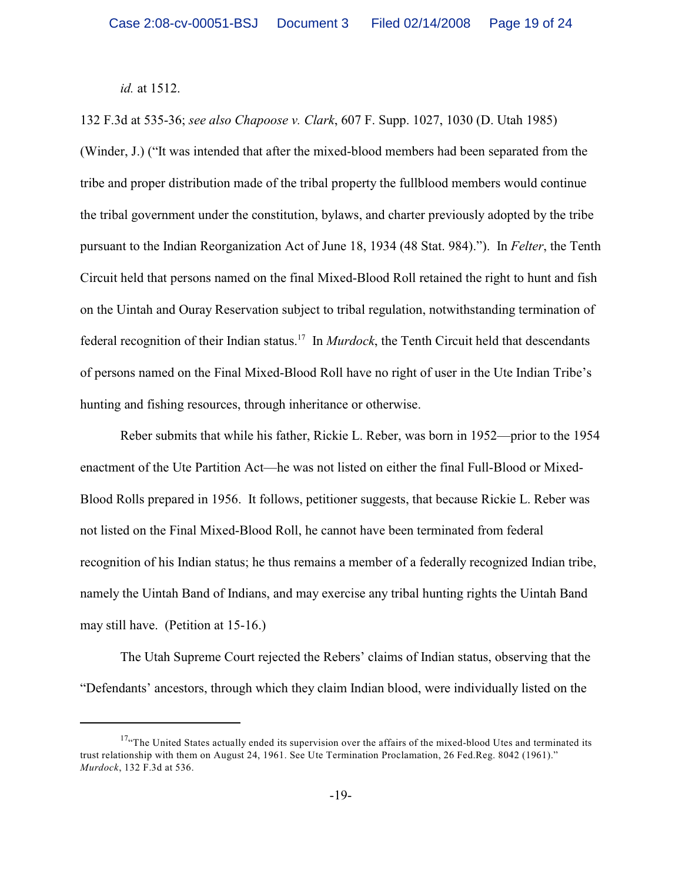*id.* at 1512.

132 F.3d at 535-36; *see also Chapoose v. Clark*, 607 F. Supp. 1027, 1030 (D. Utah 1985) (Winder, J.) ("It was intended that after the mixed-blood members had been separated from the tribe and proper distribution made of the tribal property the fullblood members would continue the tribal government under the constitution, bylaws, and charter previously adopted by the tribe pursuant to the Indian Reorganization Act of June 18, 1934 (48 Stat. 984)."). In *Felter*, the Tenth Circuit held that persons named on the final Mixed-Blood Roll retained the right to hunt and fish on the Uintah and Ouray Reservation subject to tribal regulation, notwithstanding termination of federal recognition of their Indian status.[17] In *Murdock*, the Tenth Circuit held that descendants of persons named on the Final Mixed-Blood Roll have no right of user in the Ute Indian Tribe's hunting and fishing resources, through inheritance or otherwise.

Reber submits that while his father, Rickie L. Reber, was born in 1952—prior to the 1954 enactment of the Ute Partition Act—he was not listed on either the final Full-Blood or Mixed-Blood Rolls prepared in 1956. It follows, petitioner suggests, that because Rickie L. Reber was not listed on the Final Mixed-Blood Roll, he cannot have been terminated from federal recognition of his Indian status; he thus remains a member of a federally recognized Indian tribe, namely the Uintah Band of Indians, and may exercise any tribal hunting rights the Uintah Band may still have. (Petition at 15-16.)

The Utah Supreme Court rejected the Rebers' claims of Indian status, observing that the "Defendants' ancestors, through which they claim Indian blood, were individually listed on the

---

[17] "The United States actually ended its supervision over the affairs of the mixed-blood Utes and terminated its trust relationship with them on August 24, 1961. See Ute Termination Proclamation, 26 Fed.Reg. 8042 (1961)." *Murdock*, 132 F.3d at 536.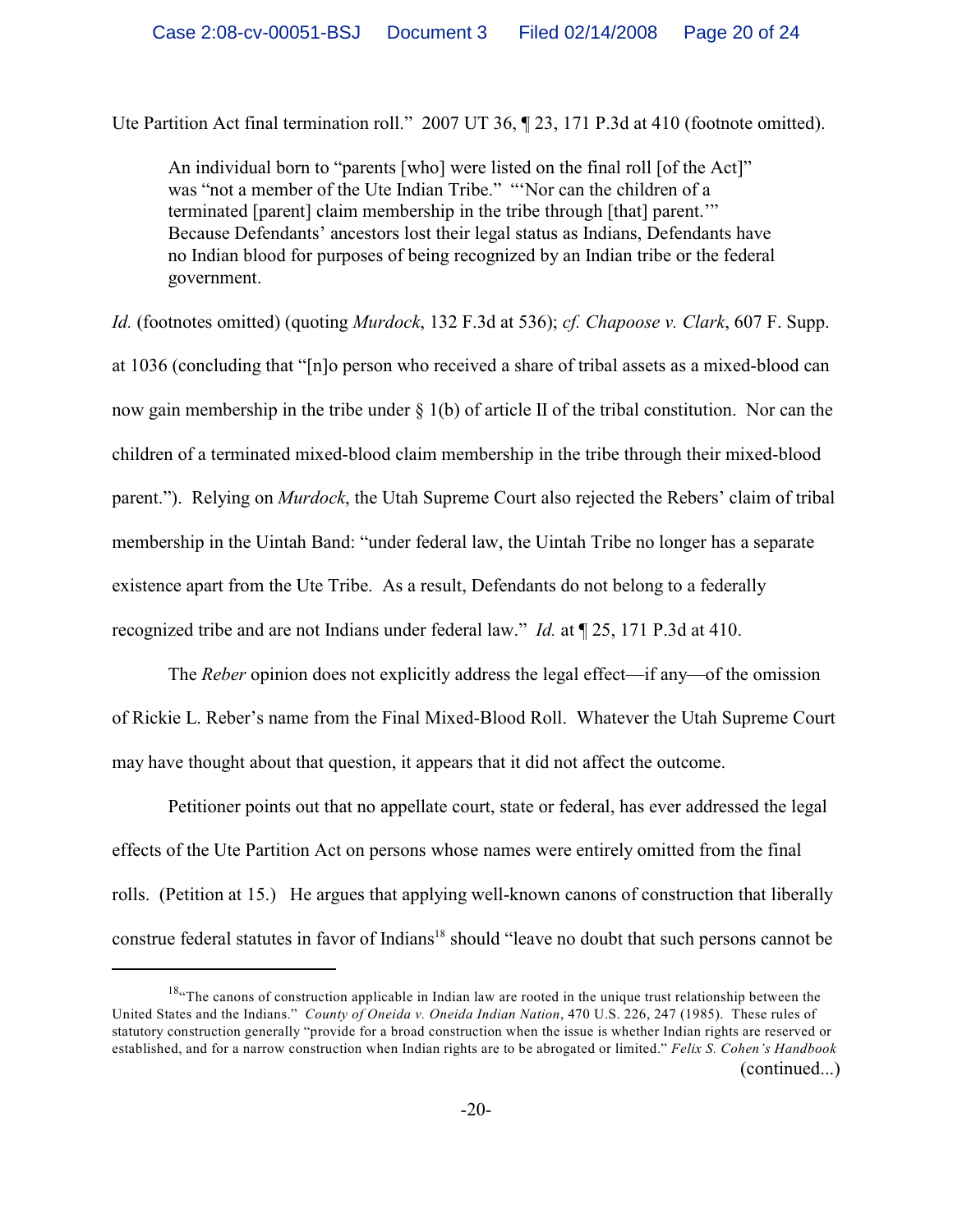Ute Partition Act final termination roll." 2007 UT 36, ¶ 23, 171 P.3d at 410 (footnote omitted).

> An individual born to "parents [who] were listed on the final roll [of the Act]" was "not a member of the Ute Indian Tribe." "'Nor can the children of a terminated [parent] claim membership in the tribe through [that] parent.'" Because Defendants' ancestors lost their legal status as Indians, Defendants have no Indian blood for purposes of being recognized by an Indian tribe or the federal government.

*Id.* (footnotes omitted) (quoting *Murdock*, 132 F.3d at 536); *cf. Chapoose v. Clark*, 607 F. Supp. at 1036 (concluding that "[n]o person who received a share of tribal assets as a mixed-blood can now gain membership in the tribe under § 1(b) of article II of the tribal constitution. Nor can the children of a terminated mixed-blood claim membership in the tribe through their mixed-blood parent."). Relying on *Murdock*, the Utah Supreme Court also rejected the Rebers' claim of tribal membership in the Uintah Band: "under federal law, the Uintah Tribe no longer has a separate existence apart from the Ute Tribe. As a result, Defendants do not belong to a federally recognized tribe and are not Indians under federal law." *Id.* at ¶ 25, 171 P.3d at 410.

The *Reber* opinion does not explicitly address the legal effect—if any—of the omission of Rickie L. Reber's name from the Final Mixed-Blood Roll. Whatever the Utah Supreme Court may have thought about that question, it appears that it did not affect the outcome.

Petitioner points out that no appellate court, state or federal, has ever addressed the legal effects of the Ute Partition Act on persons whose names were entirely omitted from the final rolls. (Petition at 15.) He argues that applying well-known canons of construction that liberally construe federal statutes in favor of Indians[18] should "leave no doubt that such persons cannot be

---

[18]"The canons of construction applicable in Indian law are rooted in the unique trust relationship between the United States and the Indians." *County of Oneida v. Oneida Indian Nation*, 470 U.S. 226, 247 (1985). These rules of statutory construction generally "provide for a broad construction when the issue is whether Indian rights are reserved or established, and for a narrow construction when Indian rights are to be abrogated or limited." *Felix S. Cohen's Handbook* (continued...)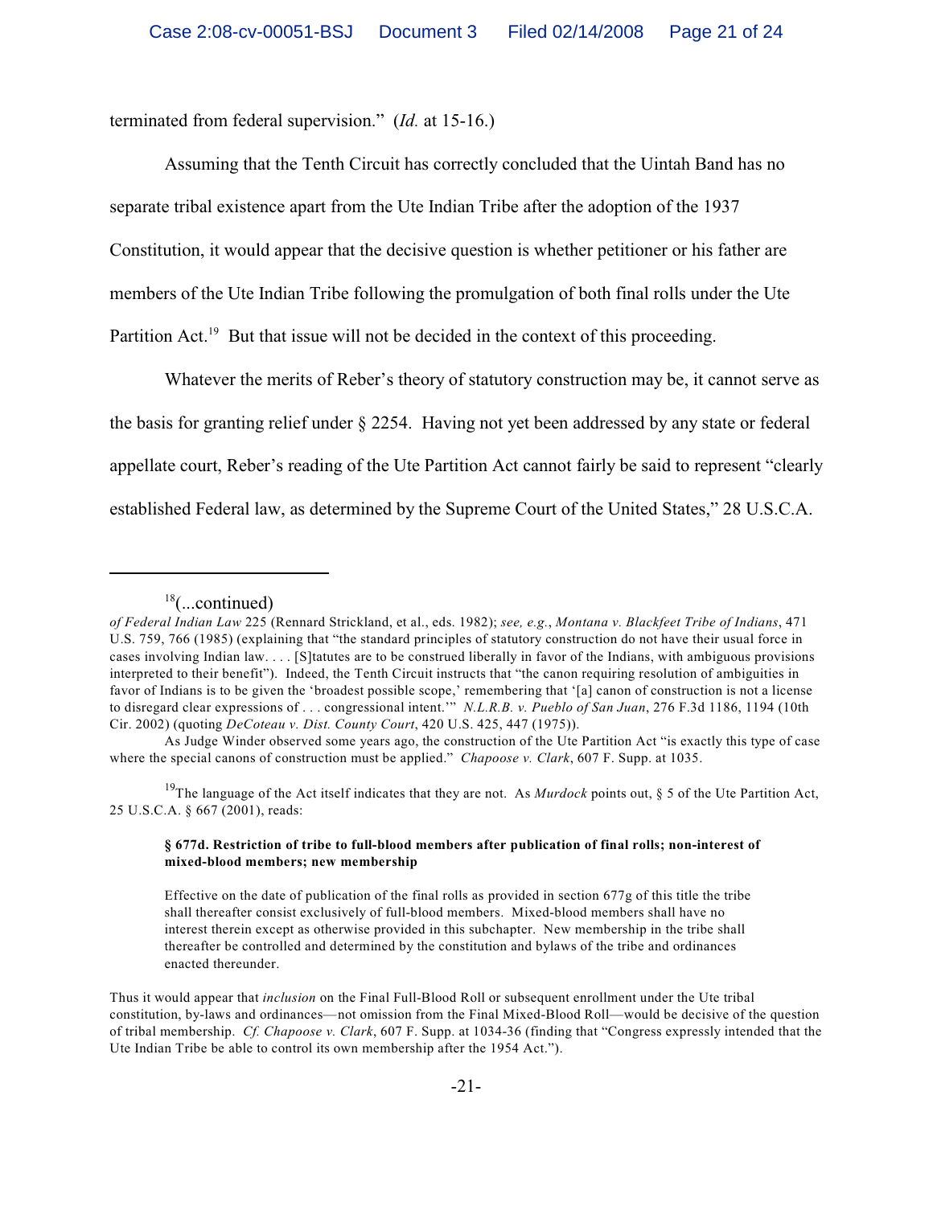terminated from federal supervision." (*Id.* at 15-16.)

Assuming that the Tenth Circuit has correctly concluded that the Uintah Band has no separate tribal existence apart from the Ute Indian Tribe after the adoption of the 1937 Constitution, it would appear that the decisive question is whether petitioner or his father are members of the Ute Indian Tribe following the promulgation of both final rolls under the Ute Partition Act.[19] But that issue will not be decided in the context of this proceeding.

Whatever the merits of Reber's theory of statutory construction may be, it cannot serve as the basis for granting relief under § 2254. Having not yet been addressed by any state or federal appellate court, Reber's reading of the Ute Partition Act cannot fairly be said to represent "clearly established Federal law, as determined by the Supreme Court of the United States," 28 U.S.C.A.

---

[18](...continued)
*of Federal Indian Law* 225 (Rennard Strickland, et al., eds. 1982); *see, e.g.*, *Montana v. Blackfeet Tribe of Indians*, 471 U.S. 759, 766 (1985) (explaining that "the standard principles of statutory construction do not have their usual force in cases involving Indian law. . . . [S]tatutes are to be construed liberally in favor of the Indians, with ambiguous provisions interpreted to their benefit"). Indeed, the Tenth Circuit instructs that "the canon requiring resolution of ambiguities in favor of Indians is to be given the 'broadest possible scope,' remembering that '[a] canon of construction is not a license to disregard clear expressions of . . . congressional intent.'" *N.L.R.B. v. Pueblo of San Juan*, 276 F.3d 1186, 1194 (10th Cir. 2002) (quoting *DeCoteau v. Dist. County Court*, 420 U.S. 425, 447 (1975)).

As Judge Winder observed some years ago, the construction of the Ute Partition Act "is exactly this type of case where the special canons of construction must be applied." *Chapoose v. Clark*, 607 F. Supp. at 1035.

[19]The language of the Act itself indicates that they are not. As *Murdock* points out, § 5 of the Ute Partition Act, 25 U.S.C.A. § 667 (2001), reads:

> **§ 677d. Restriction of tribe to full-blood members after publication of final rolls; non-interest of mixed-blood members; new membership**
>
> Effective on the date of publication of the final rolls as provided in section 677g of this title the tribe shall thereafter consist exclusively of full-blood members. Mixed-blood members shall have no interest therein except as otherwise provided in this subchapter. New membership in the tribe shall thereafter be controlled and determined by the constitution and bylaws of the tribe and ordinances enacted thereunder.

Thus it would appear that *inclusion* on the Final Full-Blood Roll or subsequent enrollment under the Ute tribal constitution, by-laws and ordinances—not omission from the Final Mixed-Blood Roll—would be decisive of the question of tribal membership. *Cf. Chapoose v. Clark*, 607 F. Supp. at 1034-36 (finding that "Congress expressly intended that the Ute Indian Tribe be able to control its own membership after the 1954 Act.").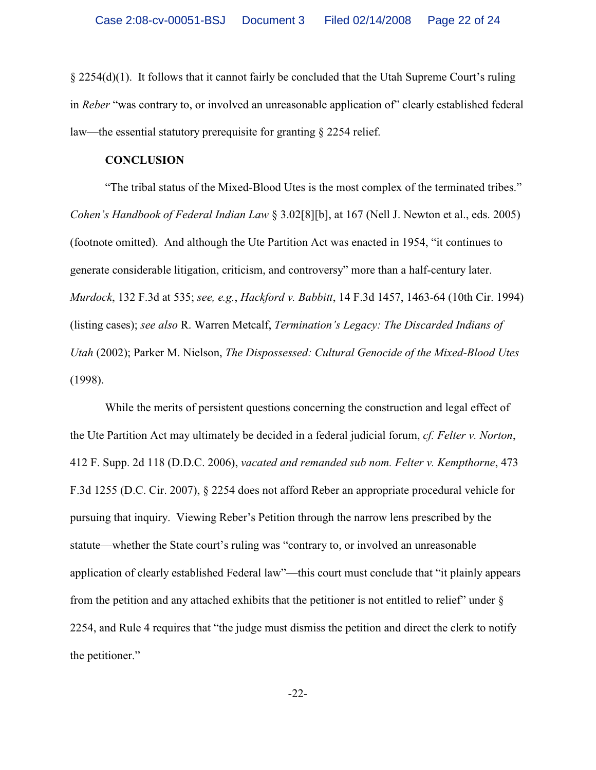§ 2254(d)(1). It follows that it cannot fairly be concluded that the Utah Supreme Court's ruling in *Reber* "was contrary to, or involved an unreasonable application of" clearly established federal law—the essential statutory prerequisite for granting § 2254 relief.

**CONCLUSION**

"The tribal status of the Mixed-Blood Utes is the most complex of the terminated tribes." *Cohen's Handbook of Federal Indian Law* § 3.02[8][b], at 167 (Nell J. Newton et al., eds. 2005) (footnote omitted). And although the Ute Partition Act was enacted in 1954, "it continues to generate considerable litigation, criticism, and controversy" more than a half-century later. *Murdock*, 132 F.3d at 535; *see, e.g.*, *Hackford v. Babbitt*, 14 F.3d 1457, 1463-64 (10th Cir. 1994) (listing cases); *see also* R. Warren Metcalf, *Termination's Legacy: The Discarded Indians of Utah* (2002); Parker M. Nielson, *The Dispossessed: Cultural Genocide of the Mixed-Blood Utes* (1998).

While the merits of persistent questions concerning the construction and legal effect of the Ute Partition Act may ultimately be decided in a federal judicial forum, *cf. Felter v. Norton*, 412 F. Supp. 2d 118 (D.D.C. 2006), *vacated and remanded sub nom. Felter v. Kempthorne*, 473 F.3d 1255 (D.C. Cir. 2007), § 2254 does not afford Reber an appropriate procedural vehicle for pursuing that inquiry. Viewing Reber's Petition through the narrow lens prescribed by the statute—whether the State court's ruling was "contrary to, or involved an unreasonable application of clearly established Federal law"—this court must conclude that "it plainly appears from the petition and any attached exhibits that the petitioner is not entitled to relief" under § 2254, and Rule 4 requires that "the judge must dismiss the petition and direct the clerk to notify the petitioner."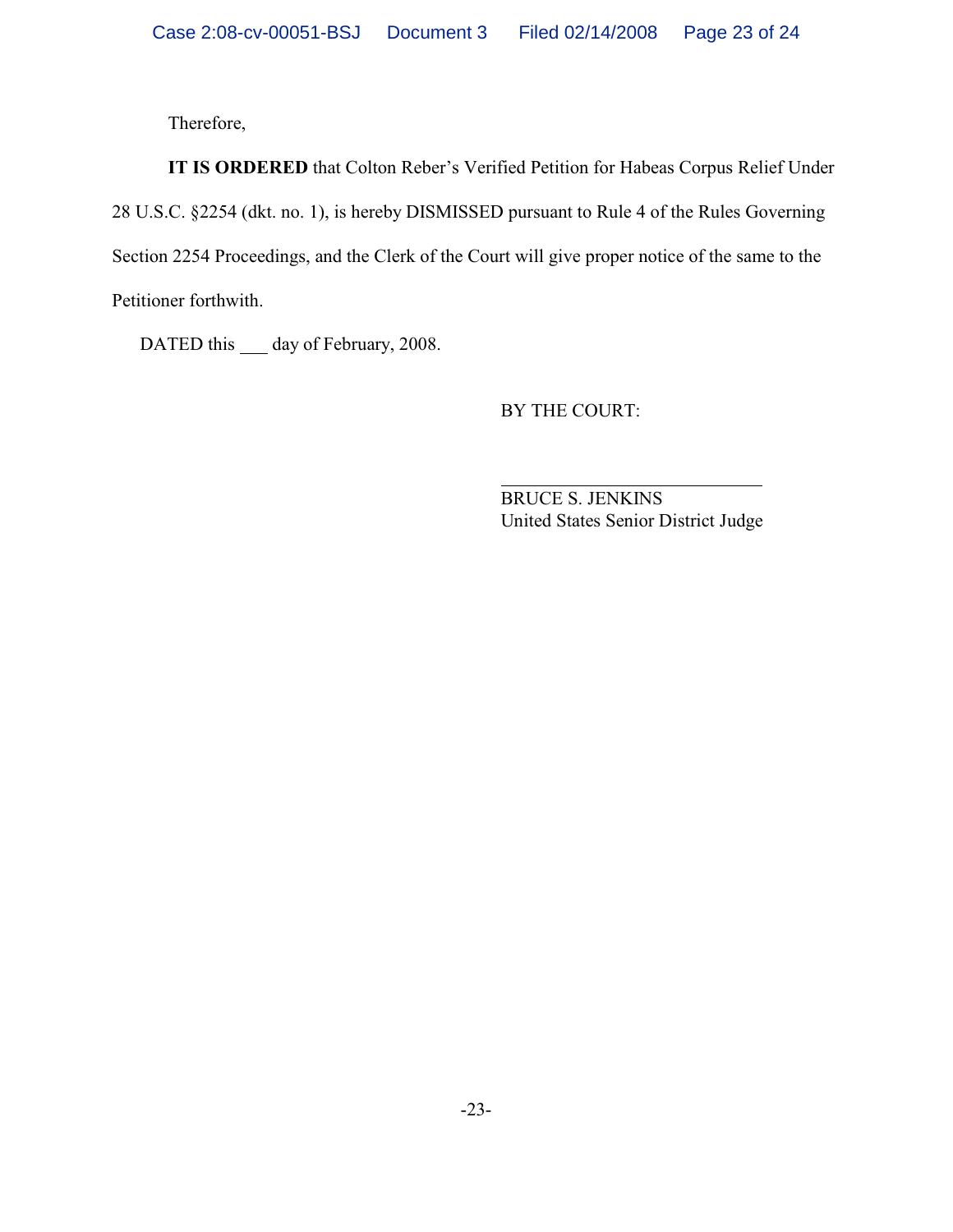Therefore,

**IT IS ORDERED** that Colton Reber's Verified Petition for Habeas Corpus Relief Under 28 U.S.C. §2254 (dkt. no. 1), is hereby DISMISSED pursuant to Rule 4 of the Rules Governing Section 2254 Proceedings, and the Clerk of the Court will give proper notice of the same to the Petitioner forthwith.

DATED this ___ day of February, 2008.

BY THE COURT:

______________________________
BRUCE S. JENKINS
United States Senior District Judge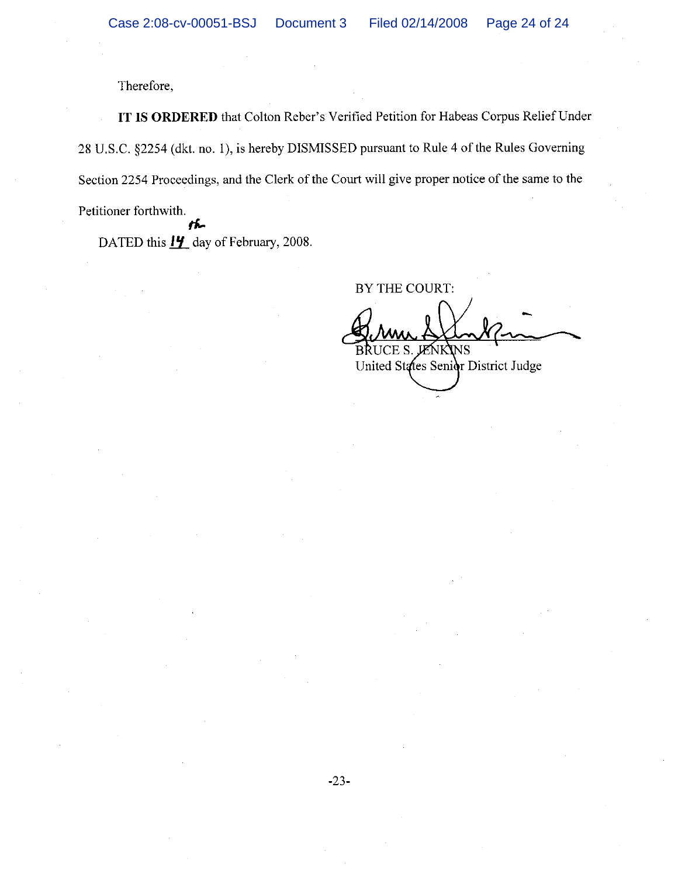Therefore,

**IT IS ORDERED** that Colton Reber's Verified Petition for Habeas Corpus Relief Under 28 U.S.C. §2254 (dkt. no. 1), is hereby DISMISSED pursuant to Rule 4 of the Rules Governing Section 2254 Proceedings, and the Clerk of the Court will give proper notice of the same to the Petitioner forthwith.

DATED this 14th day of February, 2008.

BY THE COURT:

BRUCE S. JENKINS
United States Senior District Judge